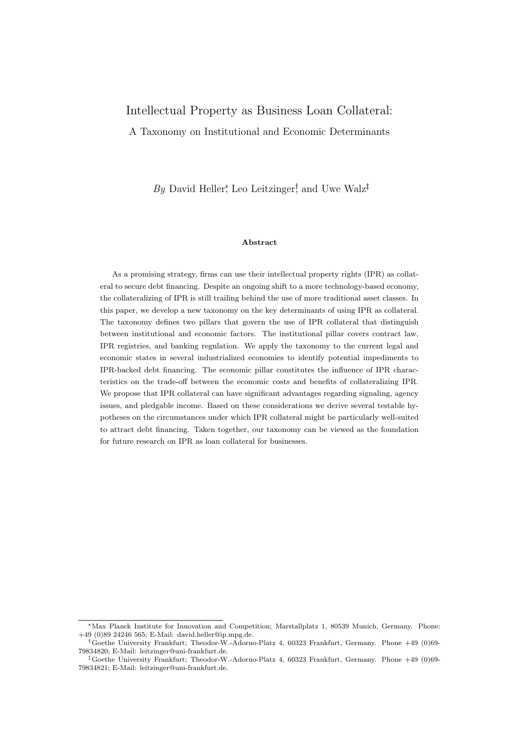# Intellectual Property as Business Loan Collateral:

## A Taxonomy on Institutional and Economic Determinants

*By* David Heller[*], Leo Leitzinger[†], and Uwe Walz[‡]

**Abstract**

As a promising strategy, firms can use their intellectual property rights (IPR) as collateral to secure debt financing. Despite an ongoing shift to a more technology-based economy, the collateralizing of IPR is still trailing behind the use of more traditional asset classes. In this paper, we develop a new taxonomy on the key determinants of using IPR as collateral. The taxonomy defines two pillars that govern the use of IPR collateral that distinguish between institutional and economic factors. The institutional pillar covers contract law, IPR registries, and banking regulation. We apply the taxonomy to the current legal and economic states in several industrialized economies to identify potential impediments to IPR-backed debt financing. The economic pillar constitutes the influence of IPR characteristics on the trade-off between the economic costs and benefits of collateralizing IPR. We propose that IPR collateral can have significant advantages regarding signaling, agency issues, and pledgable income. Based on these considerations we derive several testable hypotheses on the circumstances under which IPR collateral might be particularly well-suited to attract debt financing. Taken together, our taxonomy can be viewed as the foundation for future research on IPR as loan collateral for businesses.

---

[*] Max Planck Institute for Innovation and Competition; Marstallplatz 1, 80539 Munich, Germany. Phone: +49 (0)89 24246 565; E-Mail: david.heller@ip.mpg.de.

[†] Goethe University Frankfurt; Theodor-W.-Adorno-Platz 4, 60323 Frankfurt, Germany. Phone +49 (0)69-79834820; E-Mail: leitzinger@uni-frankfurt.de.

[‡] Goethe University Frankfurt; Theodor-W.-Adorno-Platz 4, 60323 Frankfurt, Germany. Phone +49 (0)69-79834821; E-Mail: leitzinger@uni-frankfurt.de.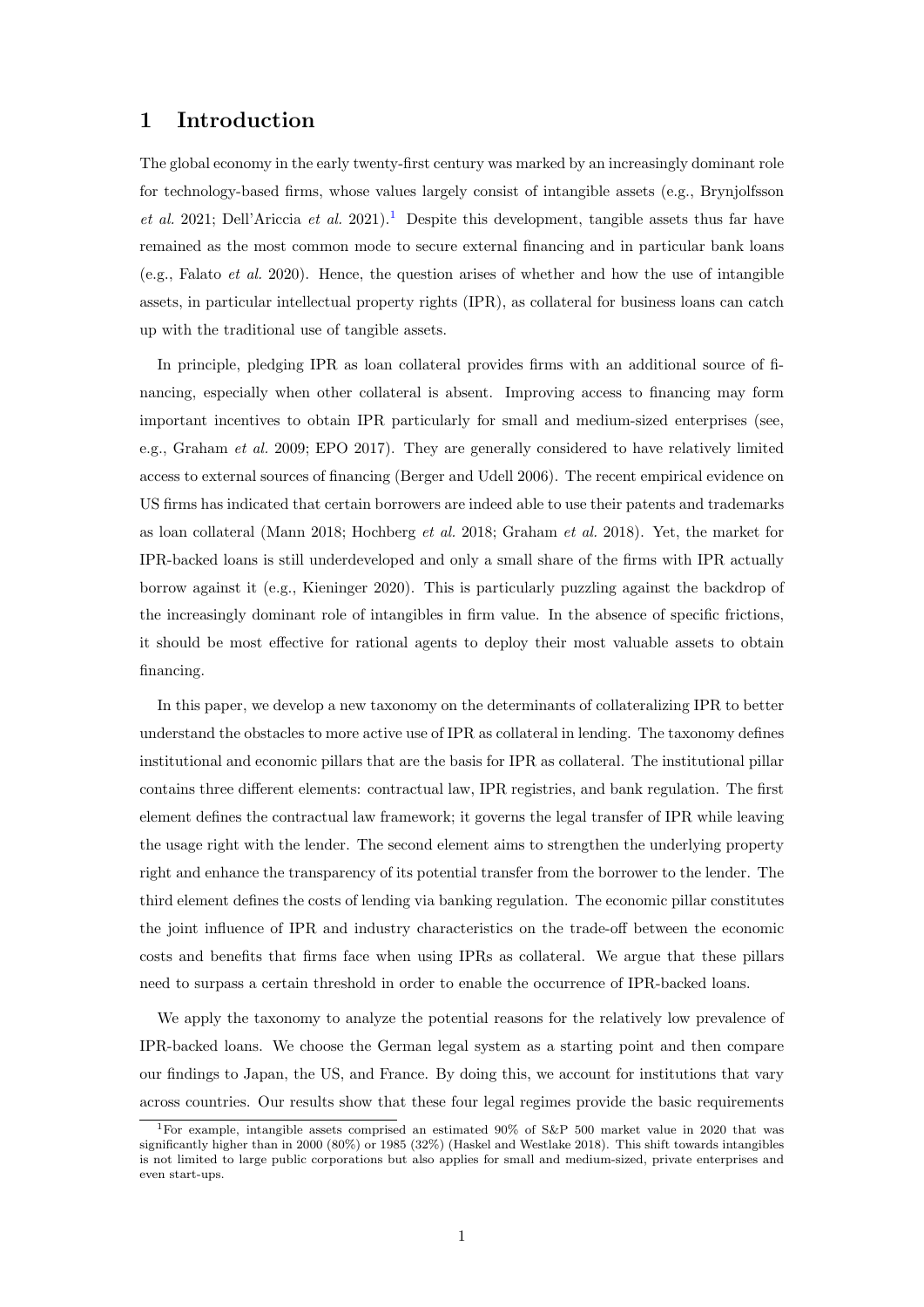# 1 Introduction

The global economy in the early twenty-first century was marked by an increasingly dominant role for technology-based firms, whose values largely consist of intangible assets (e.g., Brynjolfsson *et al.* 2021; Dell'Ariccia *et al.* 2021).[1] Despite this development, tangible assets thus far have remained as the most common mode to secure external financing and in particular bank loans (e.g., Falato *et al.* 2020). Hence, the question arises of whether and how the use of intangible assets, in particular intellectual property rights (IPR), as collateral for business loans can catch up with the traditional use of tangible assets.

In principle, pledging IPR as loan collateral provides firms with an additional source of financing, especially when other collateral is absent. Improving access to financing may form important incentives to obtain IPR particularly for small and medium-sized enterprises (see, e.g., Graham *et al.* 2009; EPO 2017). They are generally considered to have relatively limited access to external sources of financing (Berger and Udell 2006). The recent empirical evidence on US firms has indicated that certain borrowers are indeed able to use their patents and trademarks as loan collateral (Mann 2018; Hochberg *et al.* 2018; Graham *et al.* 2018). Yet, the market for IPR-backed loans is still underdeveloped and only a small share of the firms with IPR actually borrow against it (e.g., Kieninger 2020). This is particularly puzzling against the backdrop of the increasingly dominant role of intangibles in firm value. In the absence of specific frictions, it should be most effective for rational agents to deploy their most valuable assets to obtain financing.

In this paper, we develop a new taxonomy on the determinants of collateralizing IPR to better understand the obstacles to more active use of IPR as collateral in lending. The taxonomy defines institutional and economic pillars that are the basis for IPR as collateral. The institutional pillar contains three different elements: contractual law, IPR registries, and bank regulation. The first element defines the contractual law framework; it governs the legal transfer of IPR while leaving the usage right with the lender. The second element aims to strengthen the underlying property right and enhance the transparency of its potential transfer from the borrower to the lender. The third element defines the costs of lending via banking regulation. The economic pillar constitutes the joint influence of IPR and industry characteristics on the trade-off between the economic costs and benefits that firms face when using IPRs as collateral. We argue that these pillars need to surpass a certain threshold in order to enable the occurrence of IPR-backed loans.

We apply the taxonomy to analyze the potential reasons for the relatively low prevalence of IPR-backed loans. We choose the German legal system as a starting point and then compare our findings to Japan, the US, and France. By doing this, we account for institutions that vary across countries. Our results show that these four legal regimes provide the basic requirements

[1] For example, intangible assets comprised an estimated 90% of S&P 500 market value in 2020 that was significantly higher than in 2000 (80%) or 1985 (32%) (Haskel and Westlake 2018). This shift towards intangibles is not limited to large public corporations but also applies for small and medium-sized, private enterprises and even start-ups.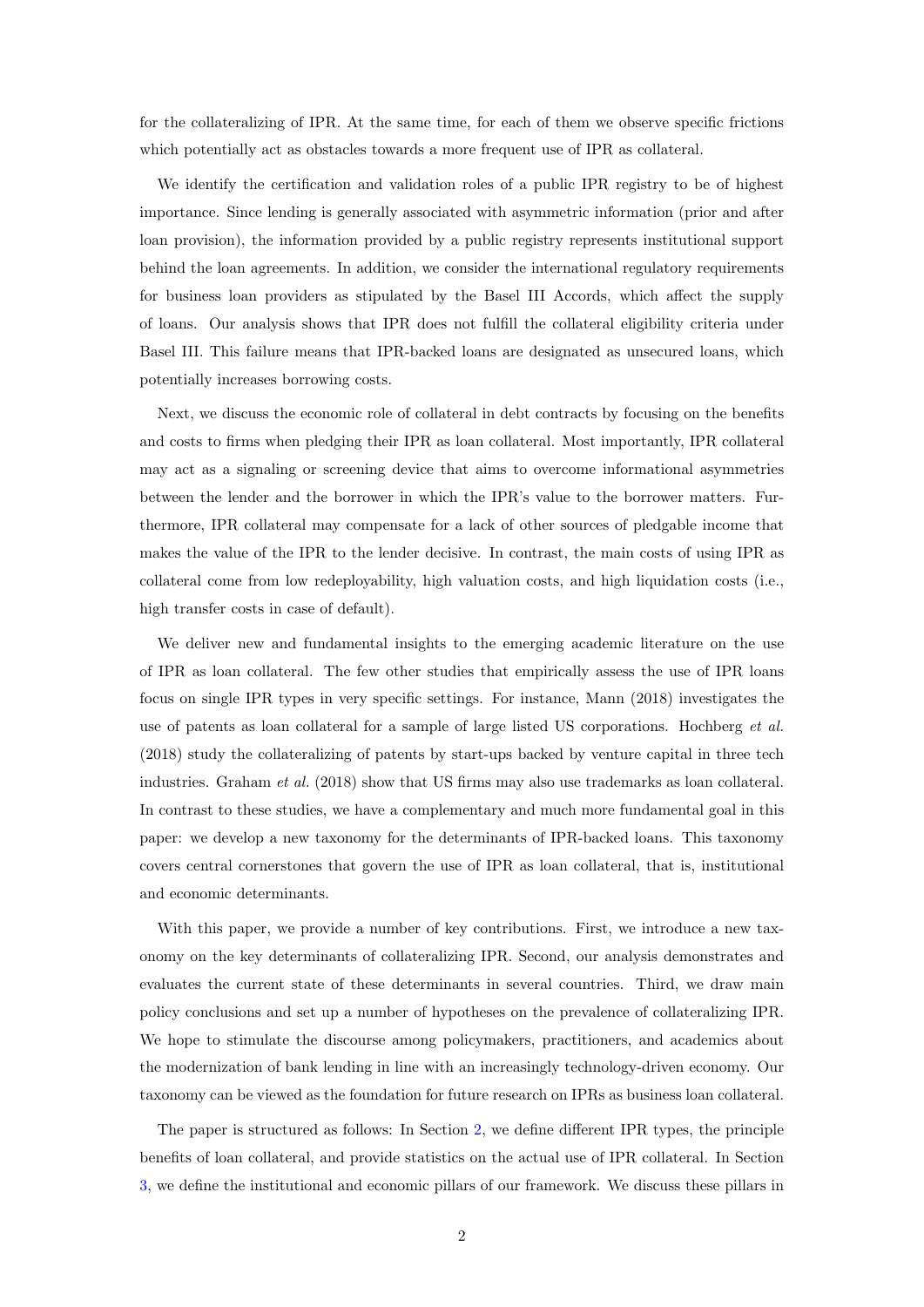for the collateralizing of IPR. At the same time, for each of them we observe specific frictions which potentially act as obstacles towards a more frequent use of IPR as collateral.

We identify the certification and validation roles of a public IPR registry to be of highest importance. Since lending is generally associated with asymmetric information (prior and after loan provision), the information provided by a public registry represents institutional support behind the loan agreements. In addition, we consider the international regulatory requirements for business loan providers as stipulated by the Basel III Accords, which affect the supply of loans. Our analysis shows that IPR does not fulfill the collateral eligibility criteria under Basel III. This failure means that IPR-backed loans are designated as unsecured loans, which potentially increases borrowing costs.

Next, we discuss the economic role of collateral in debt contracts by focusing on the benefits and costs to firms when pledging their IPR as loan collateral. Most importantly, IPR collateral may act as a signaling or screening device that aims to overcome informational asymmetries between the lender and the borrower in which the IPR's value to the borrower matters. Furthermore, IPR collateral may compensate for a lack of other sources of pledgable income that makes the value of the IPR to the lender decisive. In contrast, the main costs of using IPR as collateral come from low redeployability, high valuation costs, and high liquidation costs (i.e., high transfer costs in case of default).

We deliver new and fundamental insights to the emerging academic literature on the use of IPR as loan collateral. The few other studies that empirically assess the use of IPR loans focus on single IPR types in very specific settings. For instance, Mann (2018) investigates the use of patents as loan collateral for a sample of large listed US corporations. Hochberg *et al.* (2018) study the collateralizing of patents by start-ups backed by venture capital in three tech industries. Graham *et al.* (2018) show that US firms may also use trademarks as loan collateral. In contrast to these studies, we have a complementary and much more fundamental goal in this paper: we develop a new taxonomy for the determinants of IPR-backed loans. This taxonomy covers central cornerstones that govern the use of IPR as loan collateral, that is, institutional and economic determinants.

With this paper, we provide a number of key contributions. First, we introduce a new taxonomy on the key determinants of collateralizing IPR. Second, our analysis demonstrates and evaluates the current state of these determinants in several countries. Third, we draw main policy conclusions and set up a number of hypotheses on the prevalence of collateralizing IPR. We hope to stimulate the discourse among policymakers, practitioners, and academics about the modernization of bank lending in line with an increasingly technology-driven economy. Our taxonomy can be viewed as the foundation for future research on IPRs as business loan collateral.

The paper is structured as follows: In Section 2, we define different IPR types, the principle benefits of loan collateral, and provide statistics on the actual use of IPR collateral. In Section 3, we define the institutional and economic pillars of our framework. We discuss these pillars in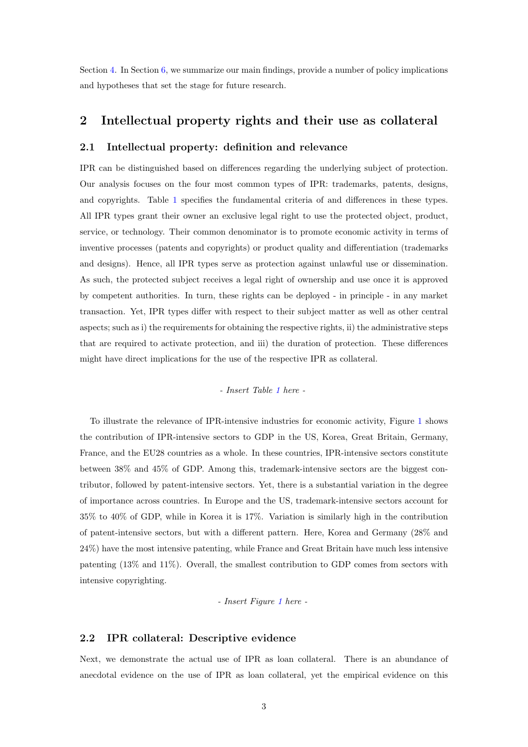Section 4. In Section 6, we summarize our main findings, provide a number of policy implications and hypotheses that set the stage for future research.

## 2 Intellectual property rights and their use as collateral

### 2.1 Intellectual property: definition and relevance

IPR can be distinguished based on differences regarding the underlying subject of protection. Our analysis focuses on the four most common types of IPR: trademarks, patents, designs, and copyrights. Table 1 specifies the fundamental criteria of and differences in these types. All IPR types grant their owner an exclusive legal right to use the protected object, product, service, or technology. Their common denominator is to promote economic activity in terms of inventive processes (patents and copyrights) or product quality and differentiation (trademarks and designs). Hence, all IPR types serve as protection against unlawful use or dissemination. As such, the protected subject receives a legal right of ownership and use once it is approved by competent authorities. In turn, these rights can be deployed - in principle - in any market transaction. Yet, IPR types differ with respect to their subject matter as well as other central aspects; such as i) the requirements for obtaining the respective rights, ii) the administrative steps that are required to activate protection, and iii) the duration of protection. These differences might have direct implications for the use of the respective IPR as collateral.

*- Insert Table 1 here -*

To illustrate the relevance of IPR-intensive industries for economic activity, Figure 1 shows the contribution of IPR-intensive sectors to GDP in the US, Korea, Great Britain, Germany, France, and the EU28 countries as a whole. In these countries, IPR-intensive sectors constitute between 38% and 45% of GDP. Among this, trademark-intensive sectors are the biggest contributor, followed by patent-intensive sectors. Yet, there is a substantial variation in the degree of importance across countries. In Europe and the US, trademark-intensive sectors account for 35% to 40% of GDP, while in Korea it is 17%. Variation is similarly high in the contribution of patent-intensive sectors, but with a different pattern. Here, Korea and Germany (28% and 24%) have the most intensive patenting, while France and Great Britain have much less intensive patenting (13% and 11%). Overall, the smallest contribution to GDP comes from sectors with intensive copyrighting.

*- Insert Figure 1 here -*

### 2.2 IPR collateral: Descriptive evidence

Next, we demonstrate the actual use of IPR as loan collateral. There is an abundance of anecdotal evidence on the use of IPR as loan collateral, yet the empirical evidence on this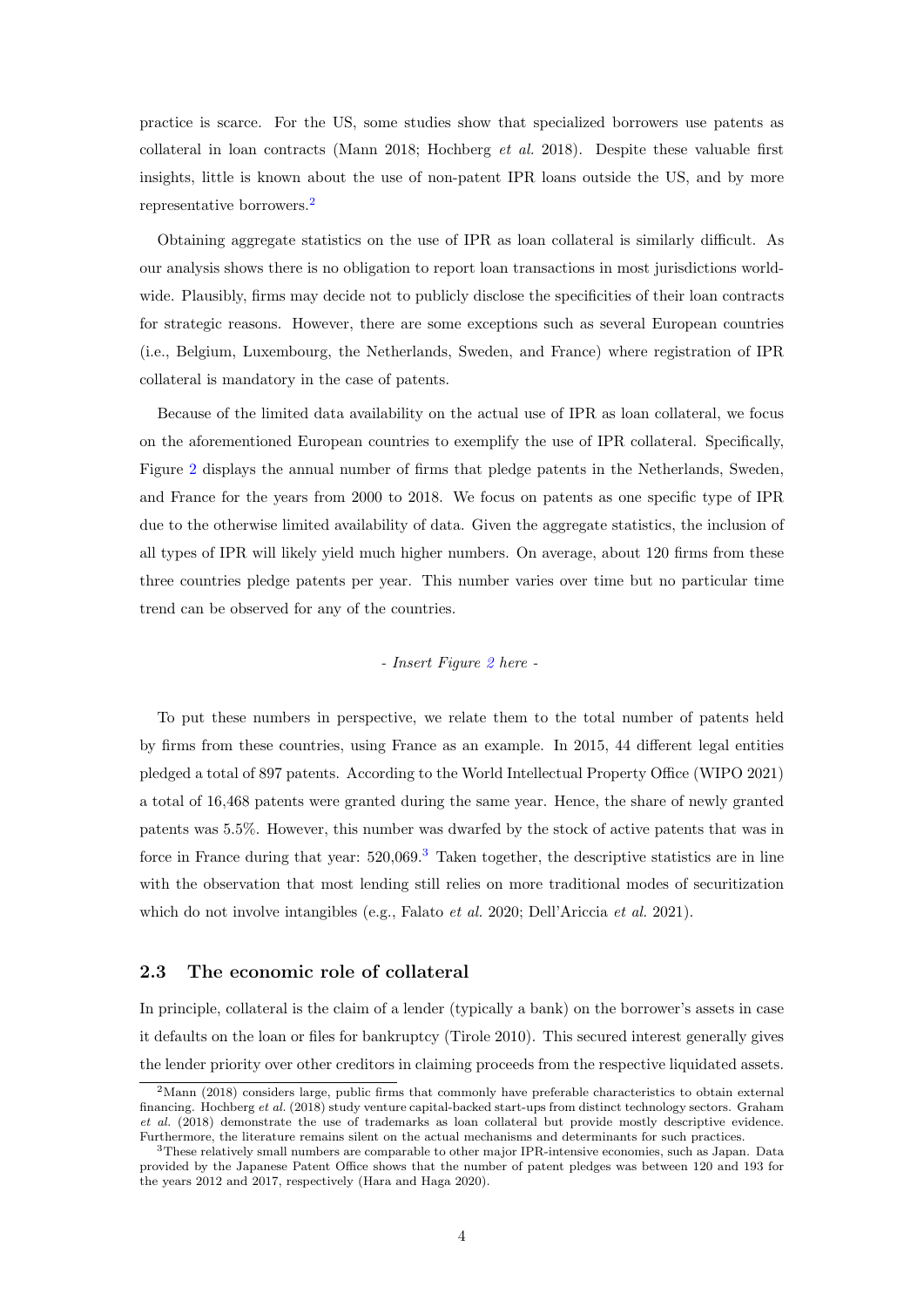practice is scarce. For the US, some studies show that specialized borrowers use patents as collateral in loan contracts (Mann 2018; Hochberg *et al.* 2018). Despite these valuable first insights, little is known about the use of non-patent IPR loans outside the US, and by more representative borrowers.[2]

Obtaining aggregate statistics on the use of IPR as loan collateral is similarly difficult. As our analysis shows there is no obligation to report loan transactions in most jurisdictions worldwide. Plausibly, firms may decide not to publicly disclose the specificities of their loan contracts for strategic reasons. However, there are some exceptions such as several European countries (i.e., Belgium, Luxembourg, the Netherlands, Sweden, and France) where registration of IPR collateral is mandatory in the case of patents.

Because of the limited data availability on the actual use of IPR as loan collateral, we focus on the aforementioned European countries to exemplify the use of IPR collateral. Specifically, Figure 2 displays the annual number of firms that pledge patents in the Netherlands, Sweden, and France for the years from 2000 to 2018. We focus on patents as one specific type of IPR due to the otherwise limited availability of data. Given the aggregate statistics, the inclusion of all types of IPR will likely yield much higher numbers. On average, about 120 firms from these three countries pledge patents per year. This number varies over time but no particular time trend can be observed for any of the countries.

*- Insert Figure 2 here -*

To put these numbers in perspective, we relate them to the total number of patents held by firms from these countries, using France as an example. In 2015, 44 different legal entities pledged a total of 897 patents. According to the World Intellectual Property Office (WIPO 2021) a total of 16,468 patents were granted during the same year. Hence, the share of newly granted patents was 5.5%. However, this number was dwarfed by the stock of active patents that was in force in France during that year: 520,069.[3] Taken together, the descriptive statistics are in line with the observation that most lending still relies on more traditional modes of securitization which do not involve intangibles (e.g., Falato *et al.* 2020; Dell'Ariccia *et al.* 2021).

## 2.3 The economic role of collateral

In principle, collateral is the claim of a lender (typically a bank) on the borrower's assets in case it defaults on the loan or files for bankruptcy (Tirole 2010). This secured interest generally gives the lender priority over other creditors in claiming proceeds from the respective liquidated assets.

[2] Mann (2018) considers large, public firms that commonly have preferable characteristics to obtain external financing. Hochberg *et al.* (2018) study venture capital-backed start-ups from distinct technology sectors. Graham *et al.* (2018) demonstrate the use of trademarks as loan collateral but provide mostly descriptive evidence. Furthermore, the literature remains silent on the actual mechanisms and determinants for such practices.

[3] These relatively small numbers are comparable to other major IPR-intensive economies, such as Japan. Data provided by the Japanese Patent Office shows that the number of patent pledges was between 120 and 193 for the years 2012 and 2017, respectively (Hara and Haga 2020).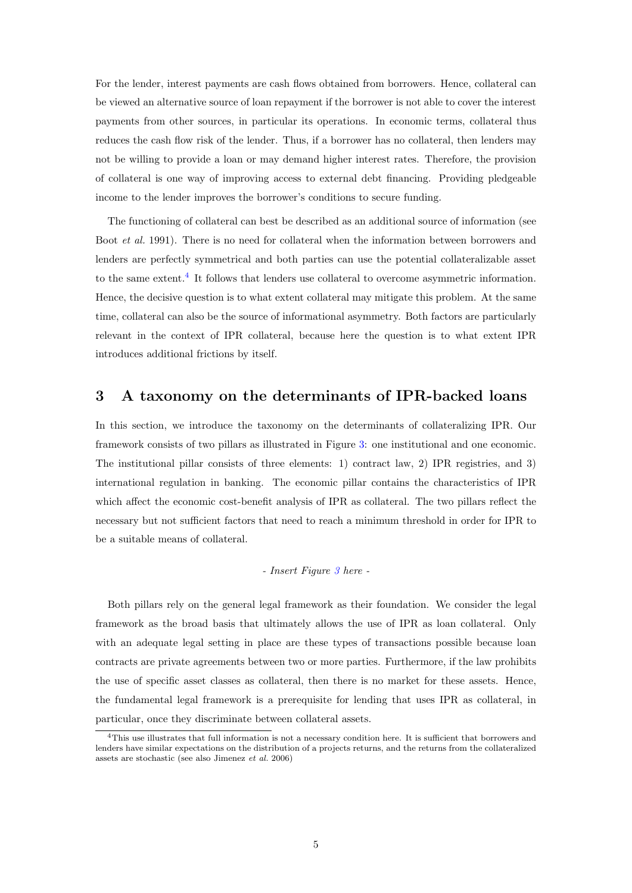For the lender, interest payments are cash flows obtained from borrowers. Hence, collateral can be viewed an alternative source of loan repayment if the borrower is not able to cover the interest payments from other sources, in particular its operations. In economic terms, collateral thus reduces the cash flow risk of the lender. Thus, if a borrower has no collateral, then lenders may not be willing to provide a loan or may demand higher interest rates. Therefore, the provision of collateral is one way of improving access to external debt financing. Providing pledgeable income to the lender improves the borrower's conditions to secure funding.

The functioning of collateral can best be described as an additional source of information (see Boot *et al.* 1991). There is no need for collateral when the information between borrowers and lenders are perfectly symmetrical and both parties can use the potential collateralizable asset to the same extent.[4] It follows that lenders use collateral to overcome asymmetric information. Hence, the decisive question is to what extent collateral may mitigate this problem. At the same time, collateral can also be the source of informational asymmetry. Both factors are particularly relevant in the context of IPR collateral, because here the question is to what extent IPR introduces additional frictions by itself.

## 3 A taxonomy on the determinants of IPR-backed loans

In this section, we introduce the taxonomy on the determinants of collateralizing IPR. Our framework consists of two pillars as illustrated in Figure 3: one institutional and one economic. The institutional pillar consists of three elements: 1) contract law, 2) IPR registries, and 3) international regulation in banking. The economic pillar contains the characteristics of IPR which affect the economic cost-benefit analysis of IPR as collateral. The two pillars reflect the necessary but not sufficient factors that need to reach a minimum threshold in order for IPR to be a suitable means of collateral.

*- Insert Figure 3 here -*

Both pillars rely on the general legal framework as their foundation. We consider the legal framework as the broad basis that ultimately allows the use of IPR as loan collateral. Only with an adequate legal setting in place are these types of transactions possible because loan contracts are private agreements between two or more parties. Furthermore, if the law prohibits the use of specific asset classes as collateral, then there is no market for these assets. Hence, the fundamental legal framework is a prerequisite for lending that uses IPR as collateral, in particular, once they discriminate between collateral assets.

[4] This use illustrates that full information is not a necessary condition here. It is sufficient that borrowers and lenders have similar expectations on the distribution of a projects returns, and the returns from the collateralized assets are stochastic (see also Jimenez *et al.* 2006)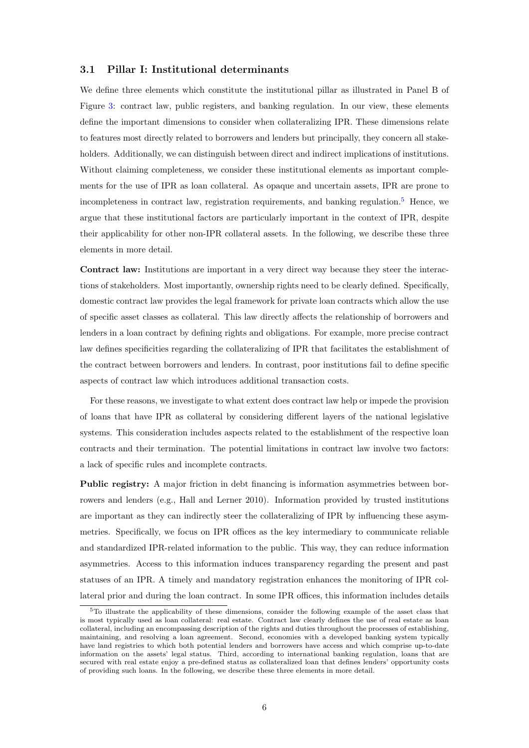### 3.1 Pillar I: Institutional determinants

We define three elements which constitute the institutional pillar as illustrated in Panel B of Figure 3: contract law, public registers, and banking regulation. In our view, these elements define the important dimensions to consider when collateralizing IPR. These dimensions relate to features most directly related to borrowers and lenders but principally, they concern all stakeholders. Additionally, we can distinguish between direct and indirect implications of institutions. Without claiming completeness, we consider these institutional elements as important complements for the use of IPR as loan collateral. As opaque and uncertain assets, IPR are prone to incompleteness in contract law, registration requirements, and banking regulation.[5] Hence, we argue that these institutional factors are particularly important in the context of IPR, despite their applicability for other non-IPR collateral assets. In the following, we describe these three elements in more detail.

**Contract law:** Institutions are important in a very direct way because they steer the interactions of stakeholders. Most importantly, ownership rights need to be clearly defined. Specifically, domestic contract law provides the legal framework for private loan contracts which allow the use of specific asset classes as collateral. This law directly affects the relationship of borrowers and lenders in a loan contract by defining rights and obligations. For example, more precise contract law defines specificities regarding the collateralizing of IPR that facilitates the establishment of the contract between borrowers and lenders. In contrast, poor institutions fail to define specific aspects of contract law which introduces additional transaction costs.

For these reasons, we investigate to what extent does contract law help or impede the provision of loans that have IPR as collateral by considering different layers of the national legislative systems. This consideration includes aspects related to the establishment of the respective loan contracts and their termination. The potential limitations in contract law involve two factors: a lack of specific rules and incomplete contracts.

**Public registry:** A major friction in debt financing is information asymmetries between borrowers and lenders (e.g., Hall and Lerner 2010). Information provided by trusted institutions are important as they can indirectly steer the collateralizing of IPR by influencing these asymmetries. Specifically, we focus on IPR offices as the key intermediary to communicate reliable and standardized IPR-related information to the public. This way, they can reduce information asymmetries. Access to this information induces transparency regarding the present and past statuses of an IPR. A timely and mandatory registration enhances the monitoring of IPR collateral prior and during the loan contract. In some IPR offices, this information includes details

[5] To illustrate the applicability of these dimensions, consider the following example of the asset class that is most typically used as loan collateral: real estate. Contract law clearly defines the use of real estate as loan collateral, including an encompassing description of the rights and duties throughout the processes of establishing, maintaining, and resolving a loan agreement. Second, economies with a developed banking system typically have land registries to which both potential lenders and borrowers have access and which comprise up-to-date information on the assets' legal status. Third, according to international banking regulation, loans that are secured with real estate enjoy a pre-defined status as collateralized loan that defines lenders' opportunity costs of providing such loans. In the following, we describe these three elements in more detail.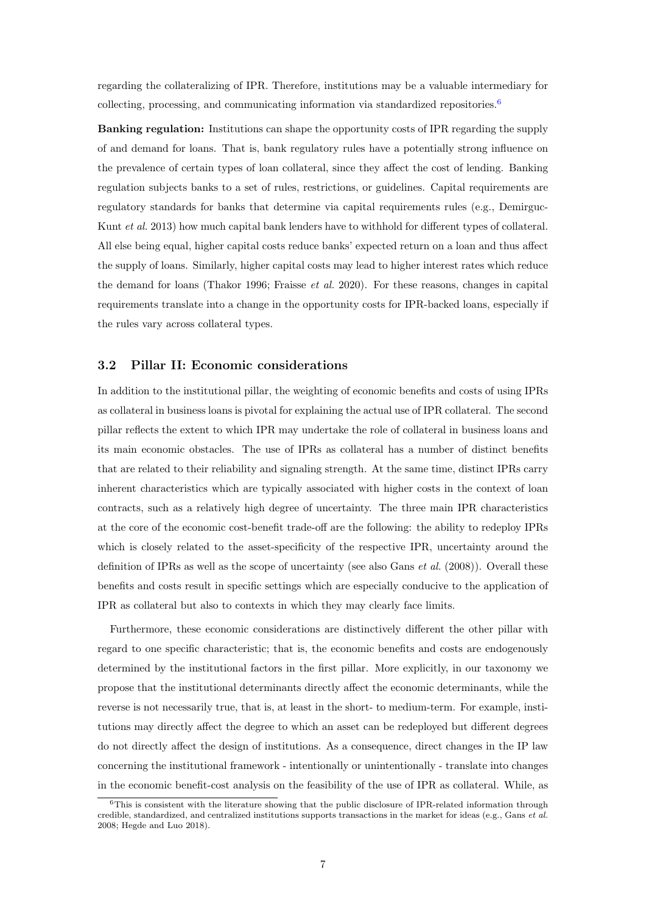regarding the collateralizing of IPR. Therefore, institutions may be a valuable intermediary for collecting, processing, and communicating information via standardized repositories.[6]

**Banking regulation:** Institutions can shape the opportunity costs of IPR regarding the supply of and demand for loans. That is, bank regulatory rules have a potentially strong influence on the prevalence of certain types of loan collateral, since they affect the cost of lending. Banking regulation subjects banks to a set of rules, restrictions, or guidelines. Capital requirements are regulatory standards for banks that determine via capital requirements rules (e.g., Demirguc-Kunt *et al.* 2013) how much capital bank lenders have to withhold for different types of collateral. All else being equal, higher capital costs reduce banks' expected return on a loan and thus affect the supply of loans. Similarly, higher capital costs may lead to higher interest rates which reduce the demand for loans (Thakor 1996; Fraisse *et al.* 2020). For these reasons, changes in capital requirements translate into a change in the opportunity costs for IPR-backed loans, especially if the rules vary across collateral types.

### 3.2 Pillar II: Economic considerations

In addition to the institutional pillar, the weighting of economic benefits and costs of using IPRs as collateral in business loans is pivotal for explaining the actual use of IPR collateral. The second pillar reflects the extent to which IPR may undertake the role of collateral in business loans and its main economic obstacles. The use of IPRs as collateral has a number of distinct benefits that are related to their reliability and signaling strength. At the same time, distinct IPRs carry inherent characteristics which are typically associated with higher costs in the context of loan contracts, such as a relatively high degree of uncertainty. The three main IPR characteristics at the core of the economic cost-benefit trade-off are the following: the ability to redeploy IPRs which is closely related to the asset-specificity of the respective IPR, uncertainty around the definition of IPRs as well as the scope of uncertainty (see also Gans *et al.* (2008)). Overall these benefits and costs result in specific settings which are especially conducive to the application of IPR as collateral but also to contexts in which they may clearly face limits.

Furthermore, these economic considerations are distinctively different the other pillar with regard to one specific characteristic; that is, the economic benefits and costs are endogenously determined by the institutional factors in the first pillar. More explicitly, in our taxonomy we propose that the institutional determinants directly affect the economic determinants, while the reverse is not necessarily true, that is, at least in the short- to medium-term. For example, institutions may directly affect the degree to which an asset can be redeployed but different degrees do not directly affect the design of institutions. As a consequence, direct changes in the IP law concerning the institutional framework - intentionally or unintentionally - translate into changes in the economic benefit-cost analysis on the feasibility of the use of IPR as collateral. While, as

[6] This is consistent with the literature showing that the public disclosure of IPR-related information through credible, standardized, and centralized institutions supports transactions in the market for ideas (e.g., Gans *et al.* 2008; Hegde and Luo 2018).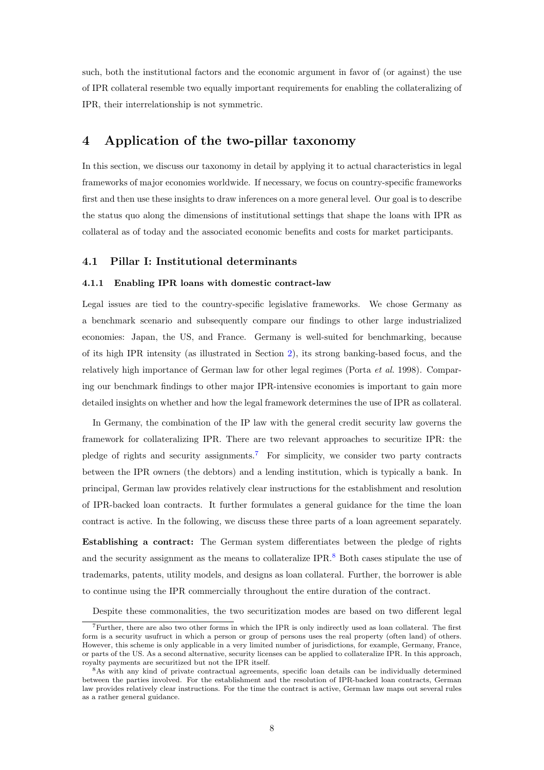such, both the institutional factors and the economic argument in favor of (or against) the use of IPR collateral resemble two equally important requirements for enabling the collateralizing of IPR, their interrelationship is not symmetric.

# 4 Application of the two-pillar taxonomy

In this section, we discuss our taxonomy in detail by applying it to actual characteristics in legal frameworks of major economies worldwide. If necessary, we focus on country-specific frameworks first and then use these insights to draw inferences on a more general level. Our goal is to describe the status quo along the dimensions of institutional settings that shape the loans with IPR as collateral as of today and the associated economic benefits and costs for market participants.

## 4.1 Pillar I: Institutional determinants

### 4.1.1 Enabling IPR loans with domestic contract-law

Legal issues are tied to the country-specific legislative frameworks. We chose Germany as a benchmark scenario and subsequently compare our findings to other large industrialized economies: Japan, the US, and France. Germany is well-suited for benchmarking, because of its high IPR intensity (as illustrated in Section 2), its strong banking-based focus, and the relatively high importance of German law for other legal regimes (Porta *et al.* 1998). Comparing our benchmark findings to other major IPR-intensive economies is important to gain more detailed insights on whether and how the legal framework determines the use of IPR as collateral.

In Germany, the combination of the IP law with the general credit security law governs the framework for collateralizing IPR. There are two relevant approaches to securitize IPR: the pledge of rights and security assignments.[7] For simplicity, we consider two party contracts between the IPR owners (the debtors) and a lending institution, which is typically a bank. In principal, German law provides relatively clear instructions for the establishment and resolution of IPR-backed loan contracts. It further formulates a general guidance for the time the loan contract is active. In the following, we discuss these three parts of a loan agreement separately.

**Establishing a contract:** The German system differentiates between the pledge of rights and the security assignment as the means to collateralize IPR.[8] Both cases stipulate the use of trademarks, patents, utility models, and designs as loan collateral. Further, the borrower is able to continue using the IPR commercially throughout the entire duration of the contract.

Despite these commonalities, the two securitization modes are based on two different legal

[7] Further, there are also two other forms in which the IPR is only indirectly used as loan collateral. The first form is a security usufruct in which a person or group of persons uses the real property (often land) of others. However, this scheme is only applicable in a very limited number of jurisdictions, for example, Germany, France, or parts of the US. As a second alternative, security licenses can be applied to collateralize IPR. In this approach, royalty payments are securitized but not the IPR itself.

[8] As with any kind of private contractual agreements, specific loan details can be individually determined between the parties involved. For the establishment and the resolution of IPR-backed loan contracts, German law provides relatively clear instructions. For the time the contract is active, German law maps out several rules as a rather general guidance.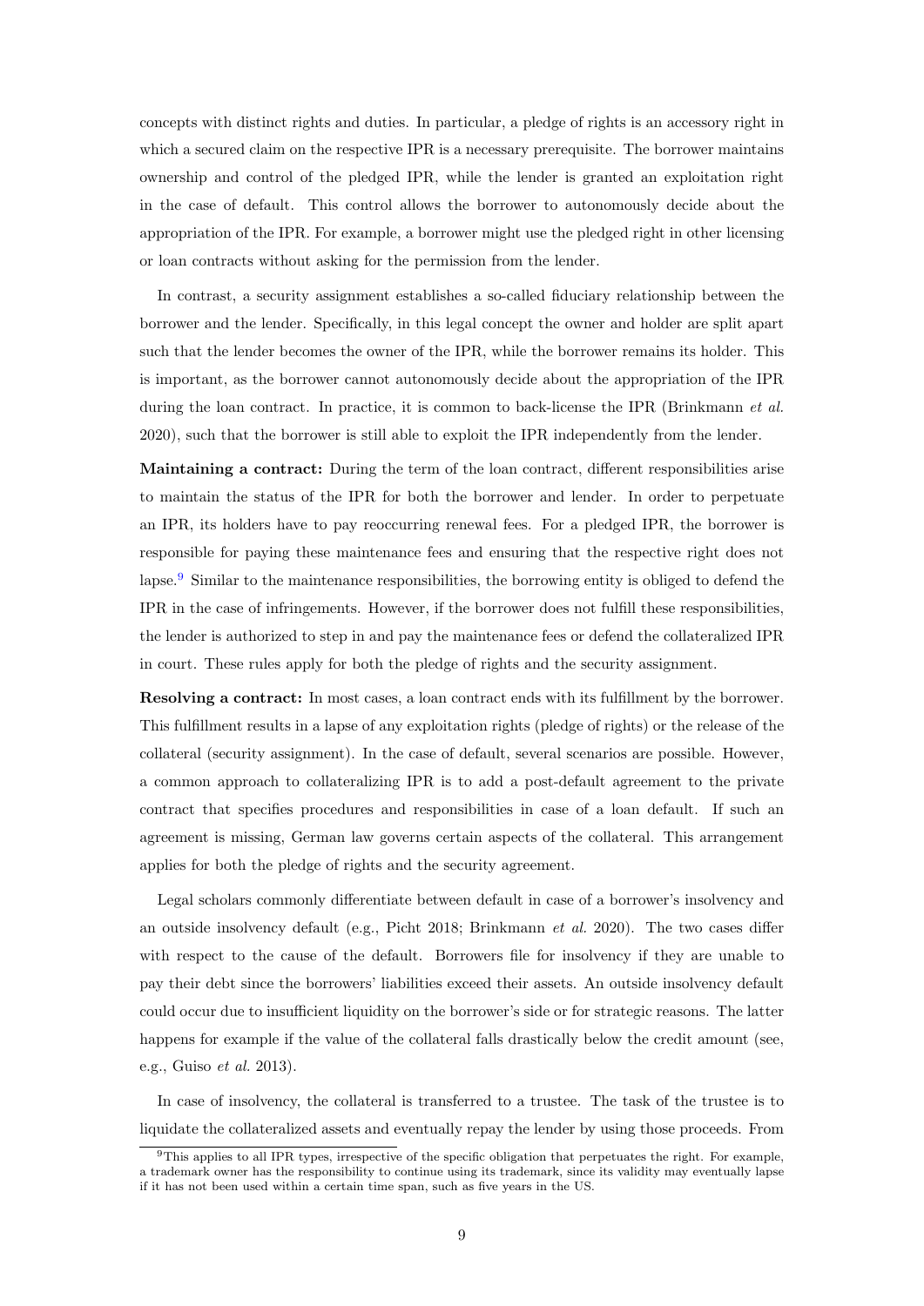concepts with distinct rights and duties. In particular, a pledge of rights is an accessory right in which a secured claim on the respective IPR is a necessary prerequisite. The borrower maintains ownership and control of the pledged IPR, while the lender is granted an exploitation right in the case of default. This control allows the borrower to autonomously decide about the appropriation of the IPR. For example, a borrower might use the pledged right in other licensing or loan contracts without asking for the permission from the lender.

In contrast, a security assignment establishes a so-called fiduciary relationship between the borrower and the lender. Specifically, in this legal concept the owner and holder are split apart such that the lender becomes the owner of the IPR, while the borrower remains its holder. This is important, as the borrower cannot autonomously decide about the appropriation of the IPR during the loan contract. In practice, it is common to back-license the IPR (Brinkmann *et al.* 2020), such that the borrower is still able to exploit the IPR independently from the lender.

**Maintaining a contract:** During the term of the loan contract, different responsibilities arise to maintain the status of the IPR for both the borrower and lender. In order to perpetuate an IPR, its holders have to pay reoccurring renewal fees. For a pledged IPR, the borrower is responsible for paying these maintenance fees and ensuring that the respective right does not lapse.[9] Similar to the maintenance responsibilities, the borrowing entity is obliged to defend the IPR in the case of infringements. However, if the borrower does not fulfill these responsibilities, the lender is authorized to step in and pay the maintenance fees or defend the collateralized IPR in court. These rules apply for both the pledge of rights and the security assignment.

**Resolving a contract:** In most cases, a loan contract ends with its fulfillment by the borrower. This fulfillment results in a lapse of any exploitation rights (pledge of rights) or the release of the collateral (security assignment). In the case of default, several scenarios are possible. However, a common approach to collateralizing IPR is to add a post-default agreement to the private contract that specifies procedures and responsibilities in case of a loan default. If such an agreement is missing, German law governs certain aspects of the collateral. This arrangement applies for both the pledge of rights and the security agreement.

Legal scholars commonly differentiate between default in case of a borrower's insolvency and an outside insolvency default (e.g., Picht 2018; Brinkmann *et al.* 2020). The two cases differ with respect to the cause of the default. Borrowers file for insolvency if they are unable to pay their debt since the borrowers' liabilities exceed their assets. An outside insolvency default could occur due to insufficient liquidity on the borrower's side or for strategic reasons. The latter happens for example if the value of the collateral falls drastically below the credit amount (see, e.g., Guiso *et al.* 2013).

In case of insolvency, the collateral is transferred to a trustee. The task of the trustee is to liquidate the collateralized assets and eventually repay the lender by using those proceeds. From

[9] This applies to all IPR types, irrespective of the specific obligation that perpetuates the right. For example, a trademark owner has the responsibility to continue using its trademark, since its validity may eventually lapse if it has not been used within a certain time span, such as five years in the US.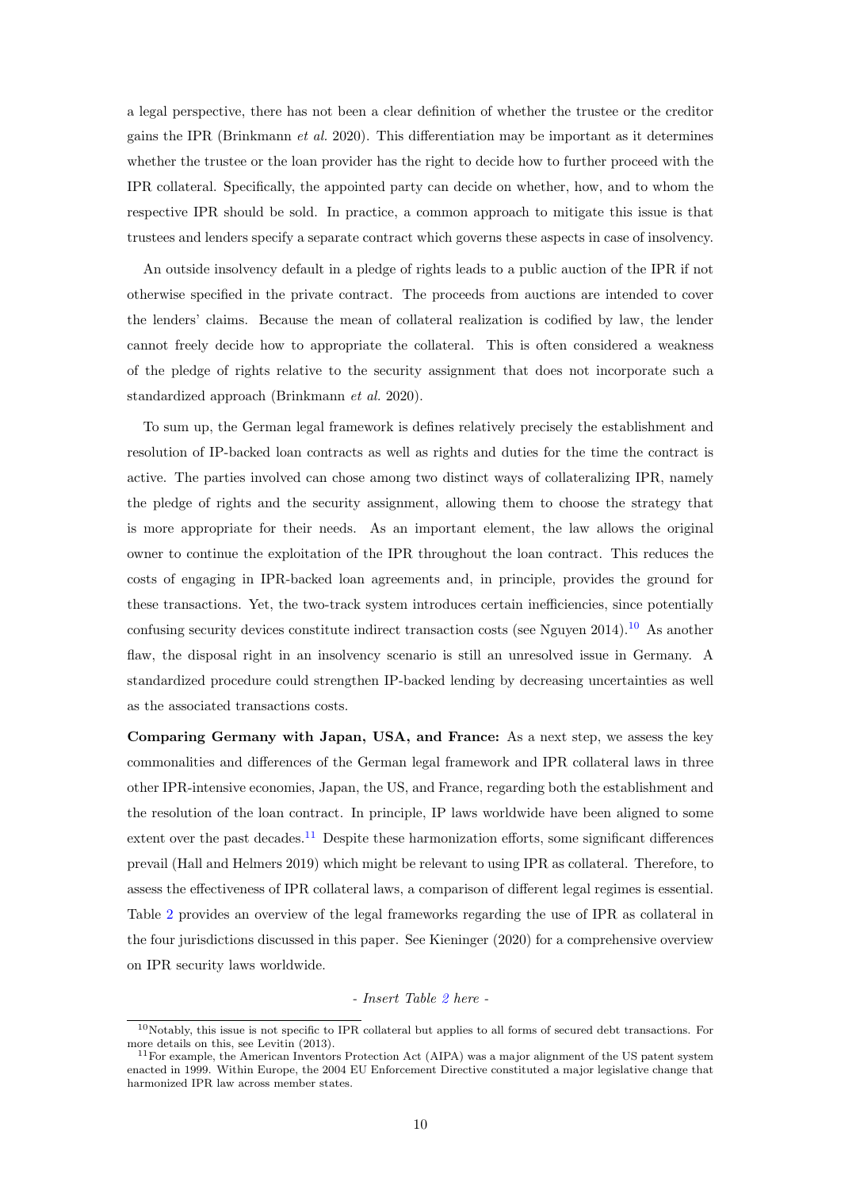a legal perspective, there has not been a clear definition of whether the trustee or the creditor gains the IPR (Brinkmann *et al.* 2020). This differentiation may be important as it determines whether the trustee or the loan provider has the right to decide how to further proceed with the IPR collateral. Specifically, the appointed party can decide on whether, how, and to whom the respective IPR should be sold. In practice, a common approach to mitigate this issue is that trustees and lenders specify a separate contract which governs these aspects in case of insolvency.

An outside insolvency default in a pledge of rights leads to a public auction of the IPR if not otherwise specified in the private contract. The proceeds from auctions are intended to cover the lenders' claims. Because the mean of collateral realization is codified by law, the lender cannot freely decide how to appropriate the collateral. This is often considered a weakness of the pledge of rights relative to the security assignment that does not incorporate such a standardized approach (Brinkmann *et al.* 2020).

To sum up, the German legal framework is defines relatively precisely the establishment and resolution of IP-backed loan contracts as well as rights and duties for the time the contract is active. The parties involved can chose among two distinct ways of collateralizing IPR, namely the pledge of rights and the security assignment, allowing them to choose the strategy that is more appropriate for their needs. As an important element, the law allows the original owner to continue the exploitation of the IPR throughout the loan contract. This reduces the costs of engaging in IPR-backed loan agreements and, in principle, provides the ground for these transactions. Yet, the two-track system introduces certain inefficiencies, since potentially confusing security devices constitute indirect transaction costs (see Nguyen 2014).[10] As another flaw, the disposal right in an insolvency scenario is still an unresolved issue in Germany. A standardized procedure could strengthen IP-backed lending by decreasing uncertainties as well as the associated transactions costs.

**Comparing Germany with Japan, USA, and France:** As a next step, we assess the key commonalities and differences of the German legal framework and IPR collateral laws in three other IPR-intensive economies, Japan, the US, and France, regarding both the establishment and the resolution of the loan contract. In principle, IP laws worldwide have been aligned to some extent over the past decades.[11] Despite these harmonization efforts, some significant differences prevail (Hall and Helmers 2019) which might be relevant to using IPR as collateral. Therefore, to assess the effectiveness of IPR collateral laws, a comparison of different legal regimes is essential. Table 2 provides an overview of the legal frameworks regarding the use of IPR as collateral in the four jurisdictions discussed in this paper. See Kieninger (2020) for a comprehensive overview on IPR security laws worldwide.

*- Insert Table 2 here -*

[10] Notably, this issue is not specific to IPR collateral but applies to all forms of secured debt transactions. For more details on this, see Levitin (2013).

[11] For example, the American Inventors Protection Act (AIPA) was a major alignment of the US patent system enacted in 1999. Within Europe, the 2004 EU Enforcement Directive constituted a major legislative change that harmonized IPR law across member states.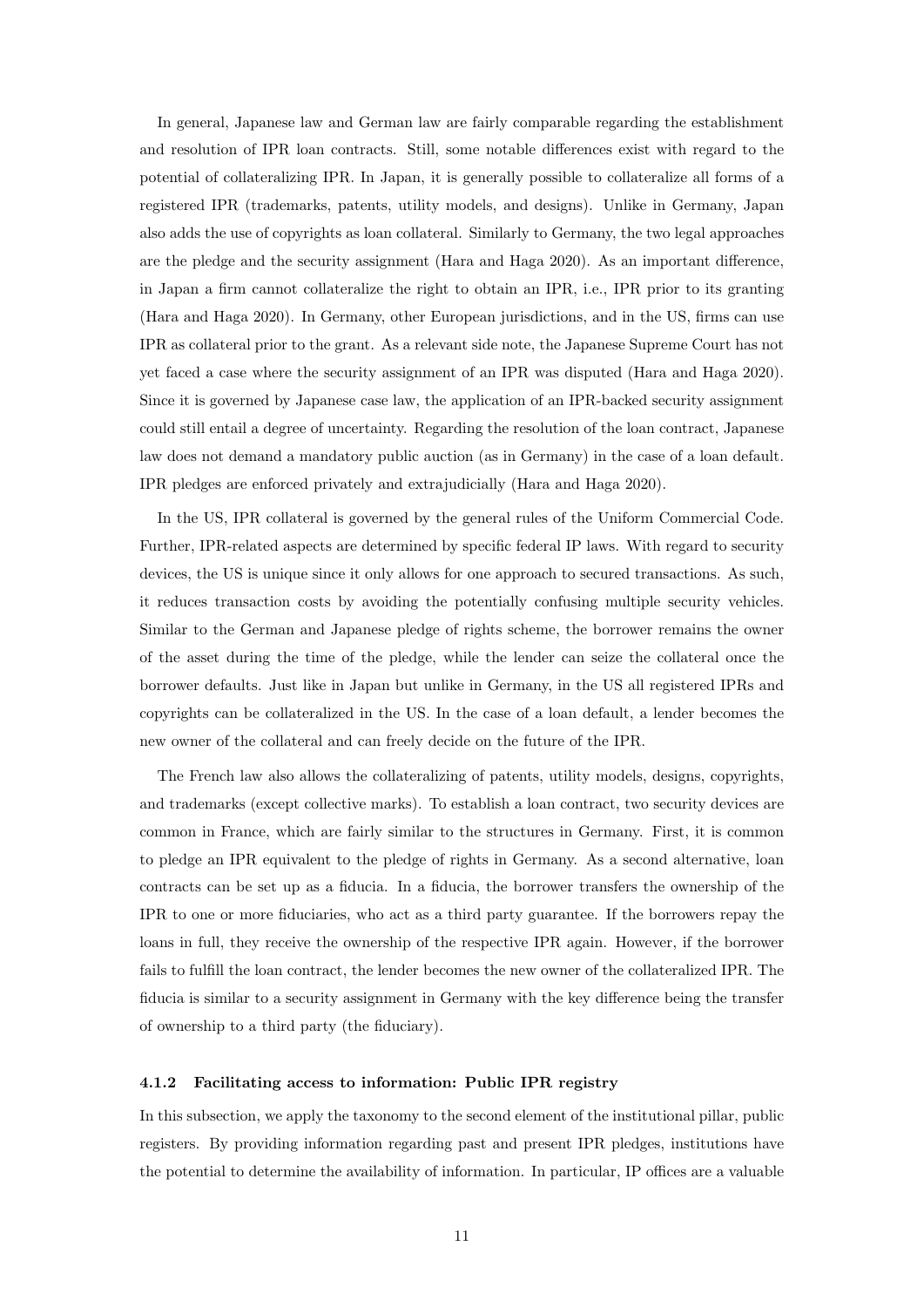In general, Japanese law and German law are fairly comparable regarding the establishment and resolution of IPR loan contracts. Still, some notable differences exist with regard to the potential of collateralizing IPR. In Japan, it is generally possible to collateralize all forms of a registered IPR (trademarks, patents, utility models, and designs). Unlike in Germany, Japan also adds the use of copyrights as loan collateral. Similarly to Germany, the two legal approaches are the pledge and the security assignment (Hara and Haga 2020). As an important difference, in Japan a firm cannot collateralize the right to obtain an IPR, i.e., IPR prior to its granting (Hara and Haga 2020). In Germany, other European jurisdictions, and in the US, firms can use IPR as collateral prior to the grant. As a relevant side note, the Japanese Supreme Court has not yet faced a case where the security assignment of an IPR was disputed (Hara and Haga 2020). Since it is governed by Japanese case law, the application of an IPR-backed security assignment could still entail a degree of uncertainty. Regarding the resolution of the loan contract, Japanese law does not demand a mandatory public auction (as in Germany) in the case of a loan default. IPR pledges are enforced privately and extrajudicially (Hara and Haga 2020).

In the US, IPR collateral is governed by the general rules of the Uniform Commercial Code. Further, IPR-related aspects are determined by specific federal IP laws. With regard to security devices, the US is unique since it only allows for one approach to secured transactions. As such, it reduces transaction costs by avoiding the potentially confusing multiple security vehicles. Similar to the German and Japanese pledge of rights scheme, the borrower remains the owner of the asset during the time of the pledge, while the lender can seize the collateral once the borrower defaults. Just like in Japan but unlike in Germany, in the US all registered IPRs and copyrights can be collateralized in the US. In the case of a loan default, a lender becomes the new owner of the collateral and can freely decide on the future of the IPR.

The French law also allows the collateralizing of patents, utility models, designs, copyrights, and trademarks (except collective marks). To establish a loan contract, two security devices are common in France, which are fairly similar to the structures in Germany. First, it is common to pledge an IPR equivalent to the pledge of rights in Germany. As a second alternative, loan contracts can be set up as a fiducia. In a fiducia, the borrower transfers the ownership of the IPR to one or more fiduciaries, who act as a third party guarantee. If the borrowers repay the loans in full, they receive the ownership of the respective IPR again. However, if the borrower fails to fulfill the loan contract, the lender becomes the new owner of the collateralized IPR. The fiducia is similar to a security assignment in Germany with the key difference being the transfer of ownership to a third party (the fiduciary).

#### 4.1.2 Facilitating access to information: Public IPR registry

In this subsection, we apply the taxonomy to the second element of the institutional pillar, public registers. By providing information regarding past and present IPR pledges, institutions have the potential to determine the availability of information. In particular, IP offices are a valuable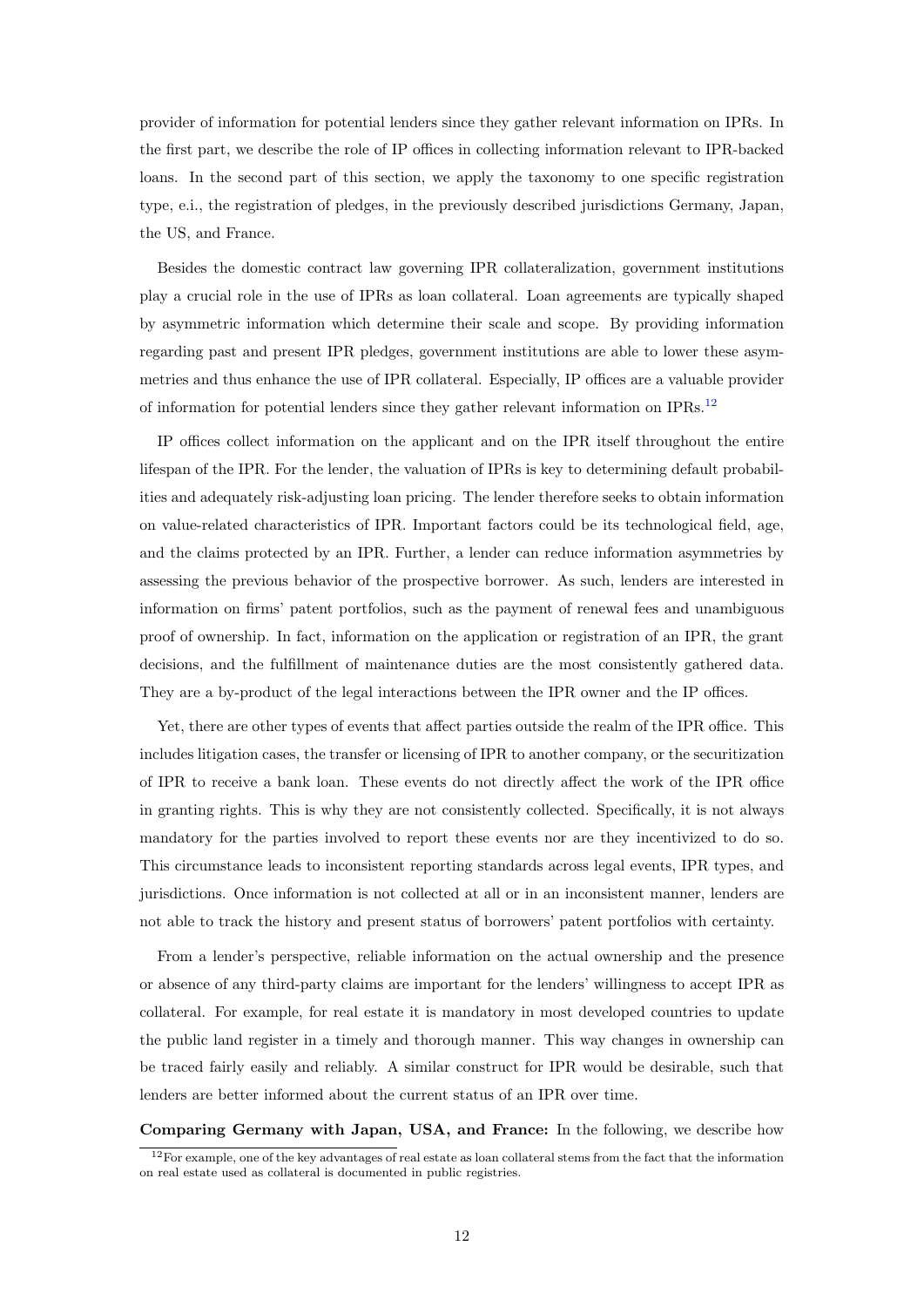provider of information for potential lenders since they gather relevant information on IPRs. In the first part, we describe the role of IP offices in collecting information relevant to IPR-backed loans. In the second part of this section, we apply the taxonomy to one specific registration type, e.i., the registration of pledges, in the previously described jurisdictions Germany, Japan, the US, and France.

Besides the domestic contract law governing IPR collateralization, government institutions play a crucial role in the use of IPRs as loan collateral. Loan agreements are typically shaped by asymmetric information which determine their scale and scope. By providing information regarding past and present IPR pledges, government institutions are able to lower these asymmetries and thus enhance the use of IPR collateral. Especially, IP offices are a valuable provider of information for potential lenders since they gather relevant information on IPRs.[12]

IP offices collect information on the applicant and on the IPR itself throughout the entire lifespan of the IPR. For the lender, the valuation of IPRs is key to determining default probabilities and adequately risk-adjusting loan pricing. The lender therefore seeks to obtain information on value-related characteristics of IPR. Important factors could be its technological field, age, and the claims protected by an IPR. Further, a lender can reduce information asymmetries by assessing the previous behavior of the prospective borrower. As such, lenders are interested in information on firms' patent portfolios, such as the payment of renewal fees and unambiguous proof of ownership. In fact, information on the application or registration of an IPR, the grant decisions, and the fulfillment of maintenance duties are the most consistently gathered data. They are a by-product of the legal interactions between the IPR owner and the IP offices.

Yet, there are other types of events that affect parties outside the realm of the IPR office. This includes litigation cases, the transfer or licensing of IPR to another company, or the securitization of IPR to receive a bank loan. These events do not directly affect the work of the IPR office in granting rights. This is why they are not consistently collected. Specifically, it is not always mandatory for the parties involved to report these events nor are they incentivized to do so. This circumstance leads to inconsistent reporting standards across legal events, IPR types, and jurisdictions. Once information is not collected at all or in an inconsistent manner, lenders are not able to track the history and present status of borrowers' patent portfolios with certainty.

From a lender's perspective, reliable information on the actual ownership and the presence or absence of any third-party claims are important for the lenders' willingness to accept IPR as collateral. For example, for real estate it is mandatory in most developed countries to update the public land register in a timely and thorough manner. This way changes in ownership can be traced fairly easily and reliably. A similar construct for IPR would be desirable, such that lenders are better informed about the current status of an IPR over time.

**Comparing Germany with Japan, USA, and France:** In the following, we describe how

[12] For example, one of the key advantages of real estate as loan collateral stems from the fact that the information on real estate used as collateral is documented in public registries.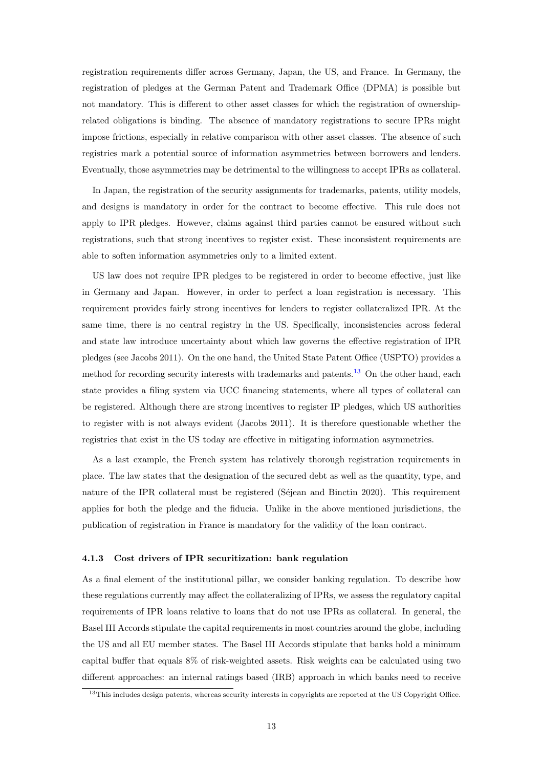registration requirements differ across Germany, Japan, the US, and France. In Germany, the registration of pledges at the German Patent and Trademark Office (DPMA) is possible but not mandatory. This is different to other asset classes for which the registration of ownership-related obligations is binding. The absence of mandatory registrations to secure IPRs might impose frictions, especially in relative comparison with other asset classes. The absence of such registries mark a potential source of information asymmetries between borrowers and lenders. Eventually, those asymmetries may be detrimental to the willingness to accept IPRs as collateral.

In Japan, the registration of the security assignments for trademarks, patents, utility models, and designs is mandatory in order for the contract to become effective. This rule does not apply to IPR pledges. However, claims against third parties cannot be ensured without such registrations, such that strong incentives to register exist. These inconsistent requirements are able to soften information asymmetries only to a limited extent.

US law does not require IPR pledges to be registered in order to become effective, just like in Germany and Japan. However, in order to perfect a loan registration is necessary. This requirement provides fairly strong incentives for lenders to register collateralized IPR. At the same time, there is no central registry in the US. Specifically, inconsistencies across federal and state law introduce uncertainty about which law governs the effective registration of IPR pledges (see Jacobs 2011). On the one hand, the United State Patent Office (USPTO) provides a method for recording security interests with trademarks and patents.[13] On the other hand, each state provides a filing system via UCC financing statements, where all types of collateral can be registered. Although there are strong incentives to register IP pledges, which US authorities to register with is not always evident (Jacobs 2011). It is therefore questionable whether the registries that exist in the US today are effective in mitigating information asymmetries.

As a last example, the French system has relatively thorough registration requirements in place. The law states that the designation of the secured debt as well as the quantity, type, and nature of the IPR collateral must be registered (Séjean and Binctin 2020). This requirement applies for both the pledge and the fiducia. Unlike in the above mentioned jurisdictions, the publication of registration in France is mandatory for the validity of the loan contract.

#### 4.1.3 Cost drivers of IPR securitization: bank regulation

As a final element of the institutional pillar, we consider banking regulation. To describe how these regulations currently may affect the collateralizing of IPRs, we assess the regulatory capital requirements of IPR loans relative to loans that do not use IPRs as collateral. In general, the Basel III Accords stipulate the capital requirements in most countries around the globe, including the US and all EU member states. The Basel III Accords stipulate that banks hold a minimum capital buffer that equals 8% of risk-weighted assets. Risk weights can be calculated using two different approaches: an internal ratings based (IRB) approach in which banks need to receive

[13] This includes design patents, whereas security interests in copyrights are reported at the US Copyright Office.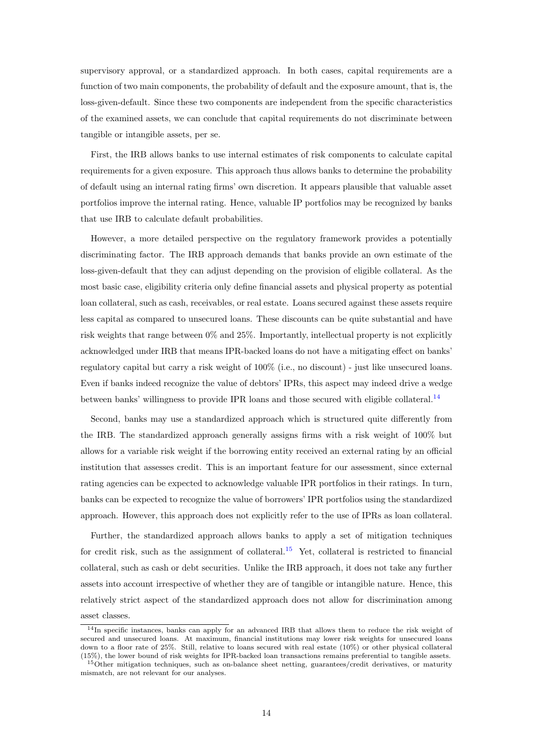supervisory approval, or a standardized approach. In both cases, capital requirements are a function of two main components, the probability of default and the exposure amount, that is, the loss-given-default. Since these two components are independent from the specific characteristics of the examined assets, we can conclude that capital requirements do not discriminate between tangible or intangible assets, per se.

First, the IRB allows banks to use internal estimates of risk components to calculate capital requirements for a given exposure. This approach thus allows banks to determine the probability of default using an internal rating firms' own discretion. It appears plausible that valuable asset portfolios improve the internal rating. Hence, valuable IP portfolios may be recognized by banks that use IRB to calculate default probabilities.

However, a more detailed perspective on the regulatory framework provides a potentially discriminating factor. The IRB approach demands that banks provide an own estimate of the loss-given-default that they can adjust depending on the provision of eligible collateral. As the most basic case, eligibility criteria only define financial assets and physical property as potential loan collateral, such as cash, receivables, or real estate. Loans secured against these assets require less capital as compared to unsecured loans. These discounts can be quite substantial and have risk weights that range between 0% and 25%. Importantly, intellectual property is not explicitly acknowledged under IRB that means IPR-backed loans do not have a mitigating effect on banks' regulatory capital but carry a risk weight of 100% (i.e., no discount) - just like unsecured loans. Even if banks indeed recognize the value of debtors' IPRs, this aspect may indeed drive a wedge between banks' willingness to provide IPR loans and those secured with eligible collateral.[14]

Second, banks may use a standardized approach which is structured quite differently from the IRB. The standardized approach generally assigns firms with a risk weight of 100% but allows for a variable risk weight if the borrowing entity received an external rating by an official institution that assesses credit. This is an important feature for our assessment, since external rating agencies can be expected to acknowledge valuable IPR portfolios in their ratings. In turn, banks can be expected to recognize the value of borrowers' IPR portfolios using the standardized approach. However, this approach does not explicitly refer to the use of IPRs as loan collateral.

Further, the standardized approach allows banks to apply a set of mitigation techniques for credit risk, such as the assignment of collateral.[15] Yet, collateral is restricted to financial collateral, such as cash or debt securities. Unlike the IRB approach, it does not take any further assets into account irrespective of whether they are of tangible or intangible nature. Hence, this relatively strict aspect of the standardized approach does not allow for discrimination among asset classes.

[14] In specific instances, banks can apply for an advanced IRB that allows them to reduce the risk weight of secured and unsecured loans. At maximum, financial institutions may lower risk weights for unsecured loans down to a floor rate of 25%. Still, relative to loans secured with real estate (10%) or other physical collateral (15%), the lower bound of risk weights for IPR-backed loan transactions remains preferential to tangible assets.

[15] Other mitigation techniques, such as on-balance sheet netting, guarantees/credit derivatives, or maturity mismatch, are not relevant for our analyses.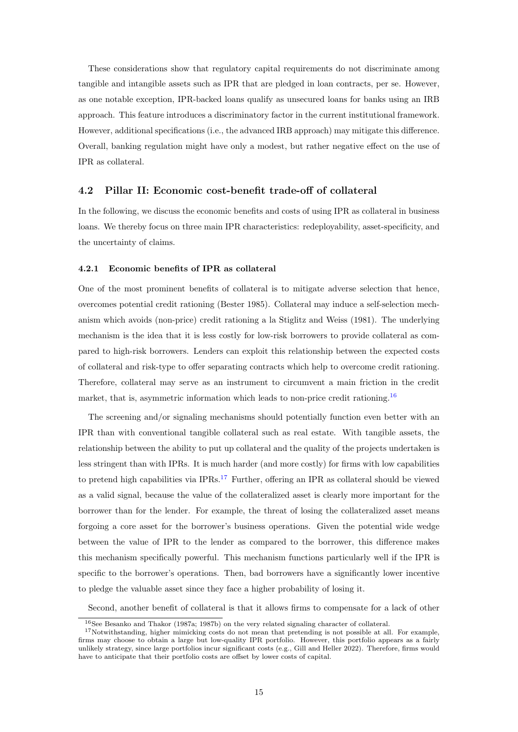These considerations show that regulatory capital requirements do not discriminate among tangible and intangible assets such as IPR that are pledged in loan contracts, per se. However, as one notable exception, IPR-backed loans qualify as unsecured loans for banks using an IRB approach. This feature introduces a discriminatory factor in the current institutional framework. However, additional specifications (i.e., the advanced IRB approach) may mitigate this difference. Overall, banking regulation might have only a modest, but rather negative effect on the use of IPR as collateral.

## 4.2 Pillar II: Economic cost-benefit trade-off of collateral

In the following, we discuss the economic benefits and costs of using IPR as collateral in business loans. We thereby focus on three main IPR characteristics: redeployability, asset-specificity, and the uncertainty of claims.

### 4.2.1 Economic benefits of IPR as collateral

One of the most prominent benefits of collateral is to mitigate adverse selection that hence, overcomes potential credit rationing (Bester 1985). Collateral may induce a self-selection mechanism which avoids (non-price) credit rationing a la Stiglitz and Weiss (1981). The underlying mechanism is the idea that it is less costly for low-risk borrowers to provide collateral as compared to high-risk borrowers. Lenders can exploit this relationship between the expected costs of collateral and risk-type to offer separating contracts which help to overcome credit rationing. Therefore, collateral may serve as an instrument to circumvent a main friction in the credit market, that is, asymmetric information which leads to non-price credit rationing.[16]

The screening and/or signaling mechanisms should potentially function even better with an IPR than with conventional tangible collateral such as real estate. With tangible assets, the relationship between the ability to put up collateral and the quality of the projects undertaken is less stringent than with IPRs. It is much harder (and more costly) for firms with low capabilities to pretend high capabilities via IPRs.[17] Further, offering an IPR as collateral should be viewed as a valid signal, because the value of the collateralized asset is clearly more important for the borrower than for the lender. For example, the threat of losing the collateralized asset means forgoing a core asset for the borrower's business operations. Given the potential wide wedge between the value of IPR to the lender as compared to the borrower, this difference makes this mechanism specifically powerful. This mechanism functions particularly well if the IPR is specific to the borrower's operations. Then, bad borrowers have a significantly lower incentive to pledge the valuable asset since they face a higher probability of losing it.

Second, another benefit of collateral is that it allows firms to compensate for a lack of other

[16] See Besanko and Thakor (1987a; 1987b) on the very related signaling character of collateral.

[17] Notwithstanding, higher mimicking costs do not mean that pretending is not possible at all. For example, firms may choose to obtain a large but low-quality IPR portfolio. However, this portfolio appears as a fairly unlikely strategy, since large portfolios incur significant costs (e.g., Gill and Heller 2022). Therefore, firms would have to anticipate that their portfolio costs are offset by lower costs of capital.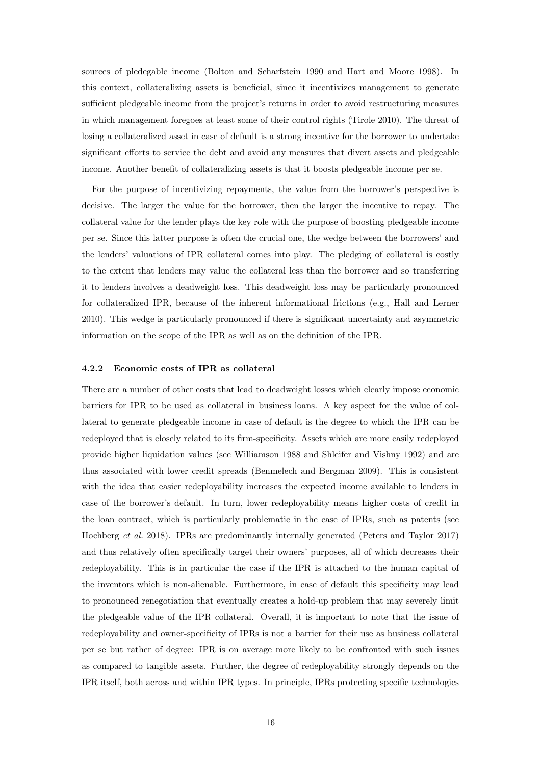sources of pledegable income (Bolton and Scharfstein 1990 and Hart and Moore 1998). In this context, collateralizing assets is beneficial, since it incentivizes management to generate sufficient pledgeable income from the project's returns in order to avoid restructuring measures in which management foregoes at least some of their control rights (Tirole 2010). The threat of losing a collateralized asset in case of default is a strong incentive for the borrower to undertake significant efforts to service the debt and avoid any measures that divert assets and pledgeable income. Another benefit of collateralizing assets is that it boosts pledgeable income per se.

For the purpose of incentivizing repayments, the value from the borrower's perspective is decisive. The larger the value for the borrower, then the larger the incentive to repay. The collateral value for the lender plays the key role with the purpose of boosting pledgeable income per se. Since this latter purpose is often the crucial one, the wedge between the borrowers' and the lenders' valuations of IPR collateral comes into play. The pledging of collateral is costly to the extent that lenders may value the collateral less than the borrower and so transferring it to lenders involves a deadweight loss. This deadweight loss may be particularly pronounced for collateralized IPR, because of the inherent informational frictions (e.g., Hall and Lerner 2010). This wedge is particularly pronounced if there is significant uncertainty and asymmetric information on the scope of the IPR as well as on the definition of the IPR.

#### 4.2.2 Economic costs of IPR as collateral

There are a number of other costs that lead to deadweight losses which clearly impose economic barriers for IPR to be used as collateral in business loans. A key aspect for the value of collateral to generate pledgeable income in case of default is the degree to which the IPR can be redeployed that is closely related to its firm-specificity. Assets which are more easily redeployed provide higher liquidation values (see Williamson 1988 and Shleifer and Vishny 1992) and are thus associated with lower credit spreads (Benmelech and Bergman 2009). This is consistent with the idea that easier redeployability increases the expected income available to lenders in case of the borrower's default. In turn, lower redeployability means higher costs of credit in the loan contract, which is particularly problematic in the case of IPRs, such as patents (see Hochberg *et al.* 2018). IPRs are predominantly internally generated (Peters and Taylor 2017) and thus relatively often specifically target their owners' purposes, all of which decreases their redeployability. This is in particular the case if the IPR is attached to the human capital of the inventors which is non-alienable. Furthermore, in case of default this specificity may lead to pronounced renegotiation that eventually creates a hold-up problem that may severely limit the pledgeable value of the IPR collateral. Overall, it is important to note that the issue of redeployability and owner-specificity of IPRs is not a barrier for their use as business collateral per se but rather of degree: IPR is on average more likely to be confronted with such issues as compared to tangible assets. Further, the degree of redeployability strongly depends on the IPR itself, both across and within IPR types. In principle, IPRs protecting specific technologies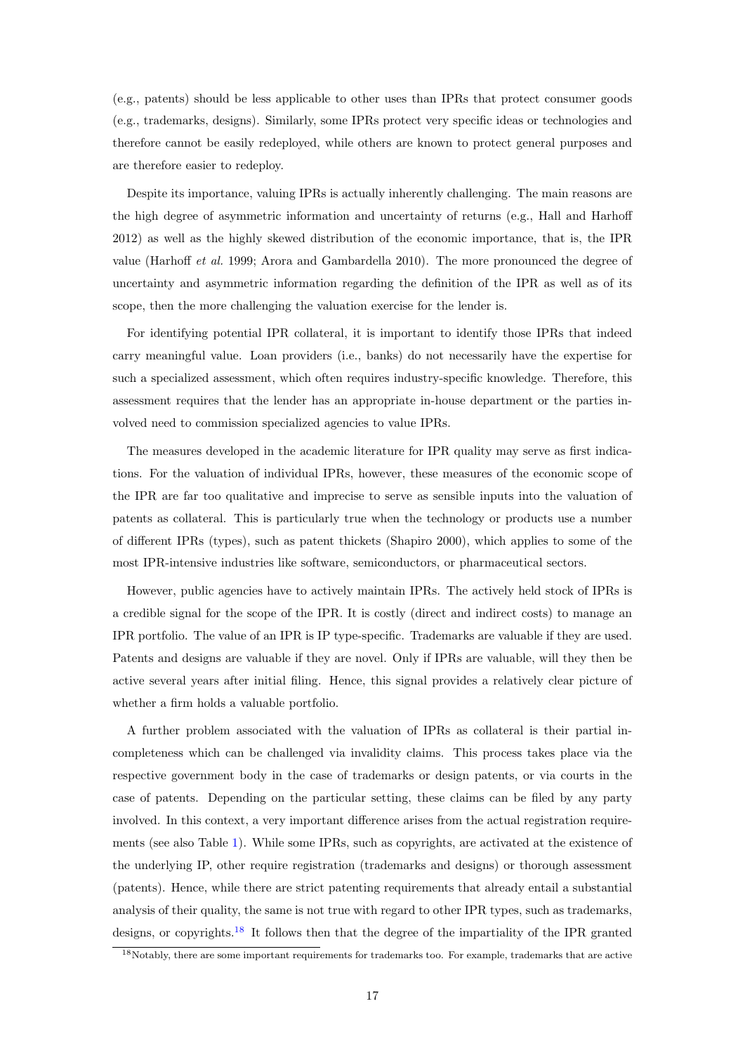(e.g., patents) should be less applicable to other uses than IPRs that protect consumer goods (e.g., trademarks, designs). Similarly, some IPRs protect very specific ideas or technologies and therefore cannot be easily redeployed, while others are known to protect general purposes and are therefore easier to redeploy.

Despite its importance, valuing IPRs is actually inherently challenging. The main reasons are the high degree of asymmetric information and uncertainty of returns (e.g., Hall and Harhoff 2012) as well as the highly skewed distribution of the economic importance, that is, the IPR value (Harhoff *et al.* 1999; Arora and Gambardella 2010). The more pronounced the degree of uncertainty and asymmetric information regarding the definition of the IPR as well as of its scope, then the more challenging the valuation exercise for the lender is.

For identifying potential IPR collateral, it is important to identify those IPRs that indeed carry meaningful value. Loan providers (i.e., banks) do not necessarily have the expertise for such a specialized assessment, which often requires industry-specific knowledge. Therefore, this assessment requires that the lender has an appropriate in-house department or the parties involved need to commission specialized agencies to value IPRs.

The measures developed in the academic literature for IPR quality may serve as first indications. For the valuation of individual IPRs, however, these measures of the economic scope of the IPR are far too qualitative and imprecise to serve as sensible inputs into the valuation of patents as collateral. This is particularly true when the technology or products use a number of different IPRs (types), such as patent thickets (Shapiro 2000), which applies to some of the most IPR-intensive industries like software, semiconductors, or pharmaceutical sectors.

However, public agencies have to actively maintain IPRs. The actively held stock of IPRs is a credible signal for the scope of the IPR. It is costly (direct and indirect costs) to manage an IPR portfolio. The value of an IPR is IP type-specific. Trademarks are valuable if they are used. Patents and designs are valuable if they are novel. Only if IPRs are valuable, will they then be active several years after initial filing. Hence, this signal provides a relatively clear picture of whether a firm holds a valuable portfolio.

A further problem associated with the valuation of IPRs as collateral is their partial incompleteness which can be challenged via invalidity claims. This process takes place via the respective government body in the case of trademarks or design patents, or via courts in the case of patents. Depending on the particular setting, these claims can be filed by any party involved. In this context, a very important difference arises from the actual registration requirements (see also Table 1). While some IPRs, such as copyrights, are activated at the existence of the underlying IP, other require registration (trademarks and designs) or thorough assessment (patents). Hence, while there are strict patenting requirements that already entail a substantial analysis of their quality, the same is not true with regard to other IPR types, such as trademarks, designs, or copyrights.[18] It follows then that the degree of the impartiality of the IPR granted

[18] Notably, there are some important requirements for trademarks too. For example, trademarks that are active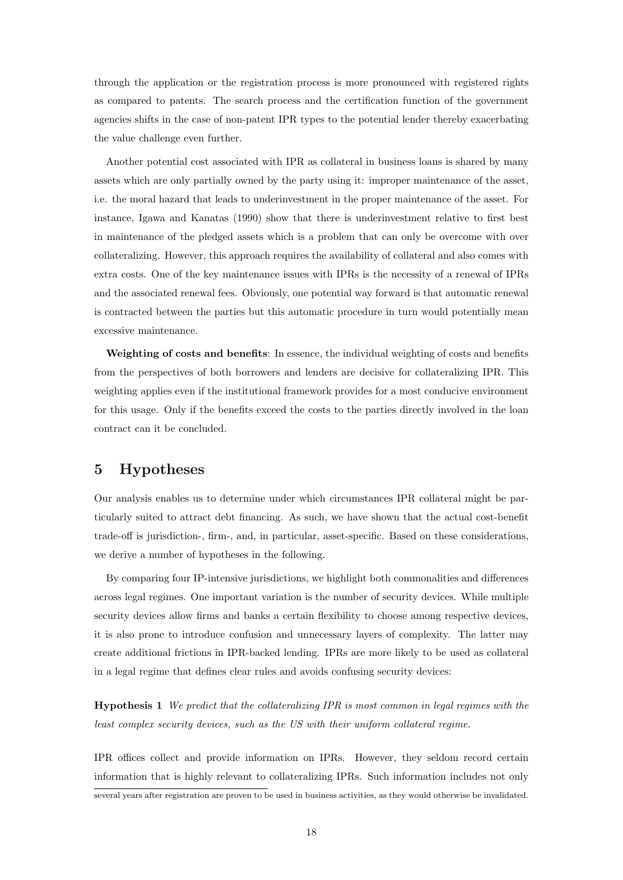through the application or the registration process is more pronounced with registered rights as compared to patents. The search process and the certification function of the government agencies shifts in the case of non-patent IPR types to the potential lender thereby exacerbating the value challenge even further.

Another potential cost associated with IPR as collateral in business loans is shared by many assets which are only partially owned by the party using it: improper maintenance of the asset, i.e. the moral hazard that leads to underinvestment in the proper maintenance of the asset. For instance, Igawa and Kanatas (1990) show that there is underinvestment relative to first best in maintenance of the pledged assets which is a problem that can only be overcome with over collateralizing. However, this approach requires the availability of collateral and also comes with extra costs. One of the key maintenance issues with IPRs is the necessity of a renewal of IPRs and the associated renewal fees. Obviously, one potential way forward is that automatic renewal is contracted between the parties but this automatic procedure in turn would potentially mean excessive maintenance.

**Weighting of costs and benefits**: In essence, the individual weighting of costs and benefits from the perspectives of both borrowers and lenders are decisive for collateralizing IPR. This weighting applies even if the institutional framework provides for a most conducive environment for this usage. Only if the benefits exceed the costs to the parties directly involved in the loan contract can it be concluded.

# 5 Hypotheses

Our analysis enables us to determine under which circumstances IPR collateral might be particularly suited to attract debt financing. As such, we have shown that the actual cost-benefit trade-off is jurisdiction-, firm-, and, in particular, asset-specific. Based on these considerations, we derive a number of hypotheses in the following.

By comparing four IP-intensive jurisdictions, we highlight both commonalities and differences across legal regimes. One important variation is the number of security devices. While multiple security devices allow firms and banks a certain flexibility to choose among respective devices, it is also prone to introduce confusion and unnecessary layers of complexity. The latter may create additional frictions in IPR-backed lending. IPRs are more likely to be used as collateral in a legal regime that defines clear rules and avoids confusing security devices:

**Hypothesis 1** *We predict that the collateralizing IPR is most common in legal regimes with the least complex security devices, such as the US with their uniform collateral regime.*

IPR offices collect and provide information on IPRs. However, they seldom record certain information that is highly relevant to collateralizing IPRs. Such information includes not only

several years after registration are proven to be used in business activities, as they would otherwise be invalidated.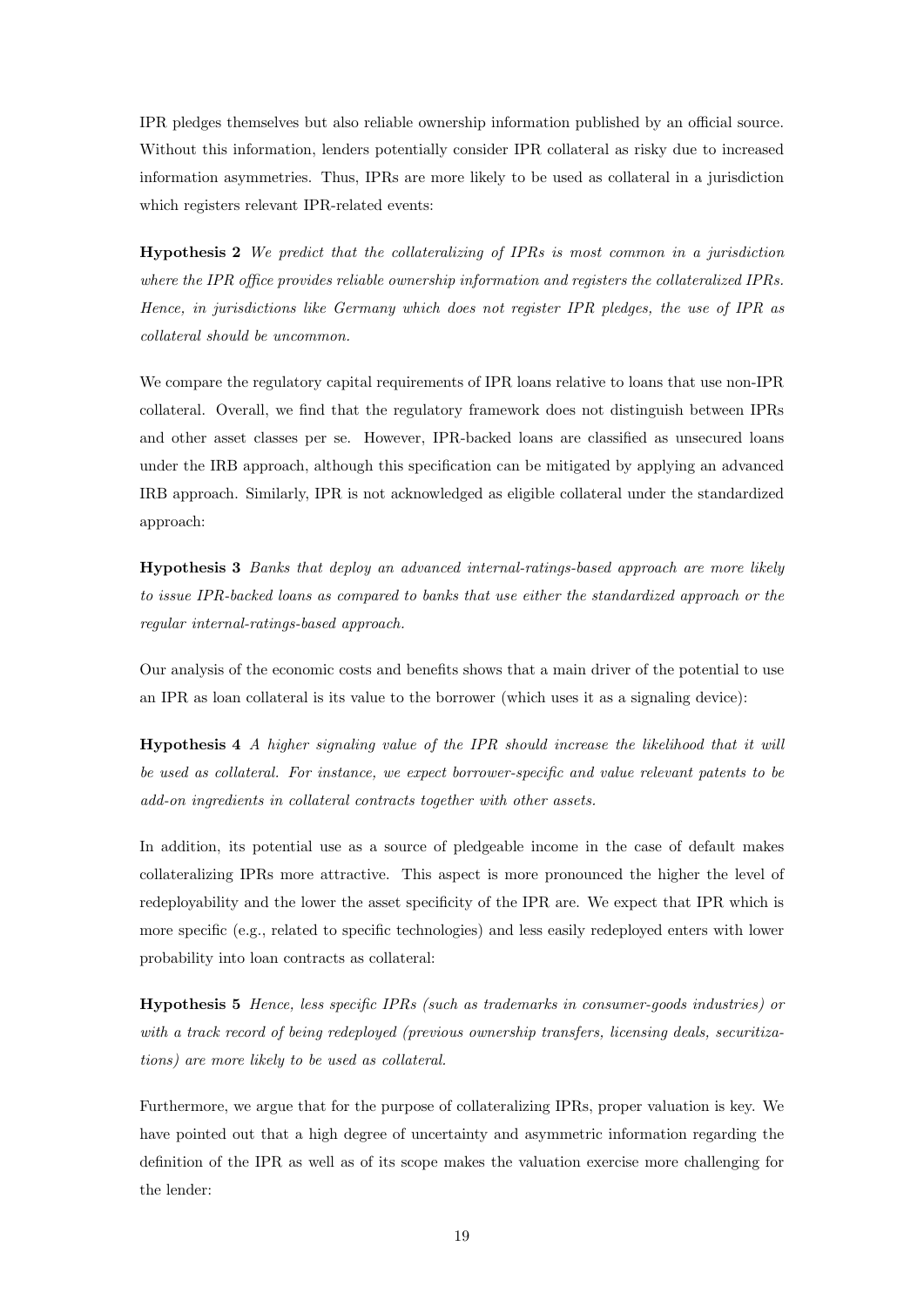IPR pledges themselves but also reliable ownership information published by an official source. Without this information, lenders potentially consider IPR collateral as risky due to increased information asymmetries. Thus, IPRs are more likely to be used as collateral in a jurisdiction which registers relevant IPR-related events:

**Hypothesis 2** *We predict that the collateralizing of IPRs is most common in a jurisdiction where the IPR office provides reliable ownership information and registers the collateralized IPRs. Hence, in jurisdictions like Germany which does not register IPR pledges, the use of IPR as collateral should be uncommon.*

We compare the regulatory capital requirements of IPR loans relative to loans that use non-IPR collateral. Overall, we find that the regulatory framework does not distinguish between IPRs and other asset classes per se. However, IPR-backed loans are classified as unsecured loans under the IRB approach, although this specification can be mitigated by applying an advanced IRB approach. Similarly, IPR is not acknowledged as eligible collateral under the standardized approach:

**Hypothesis 3** *Banks that deploy an advanced internal-ratings-based approach are more likely to issue IPR-backed loans as compared to banks that use either the standardized approach or the regular internal-ratings-based approach.*

Our analysis of the economic costs and benefits shows that a main driver of the potential to use an IPR as loan collateral is its value to the borrower (which uses it as a signaling device):

**Hypothesis 4** *A higher signaling value of the IPR should increase the likelihood that it will be used as collateral. For instance, we expect borrower-specific and value relevant patents to be add-on ingredients in collateral contracts together with other assets.*

In addition, its potential use as a source of pledgeable income in the case of default makes collateralizing IPRs more attractive. This aspect is more pronounced the higher the level of redeployability and the lower the asset specificity of the IPR are. We expect that IPR which is more specific (e.g., related to specific technologies) and less easily redeployed enters with lower probability into loan contracts as collateral:

**Hypothesis 5** *Hence, less specific IPRs (such as trademarks in consumer-goods industries) or with a track record of being redeployed (previous ownership transfers, licensing deals, securitizations) are more likely to be used as collateral.*

Furthermore, we argue that for the purpose of collateralizing IPRs, proper valuation is key. We have pointed out that a high degree of uncertainty and asymmetric information regarding the definition of the IPR as well as of its scope makes the valuation exercise more challenging for the lender: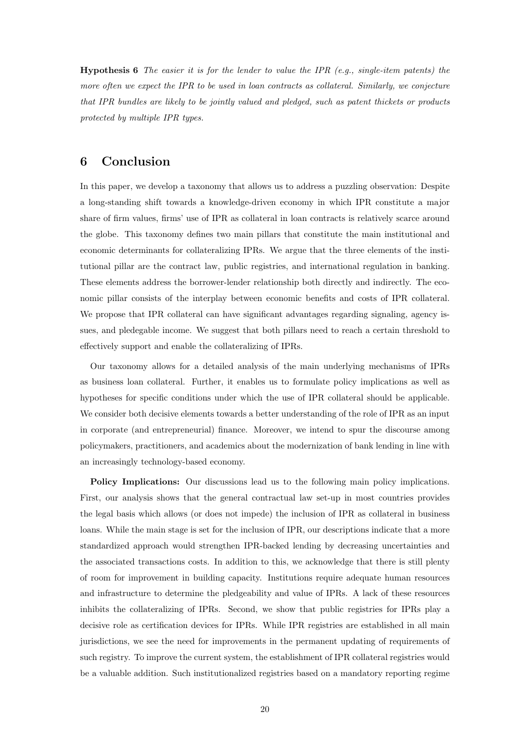**Hypothesis 6** *The easier it is for the lender to value the IPR (e.g., single-item patents) the more often we expect the IPR to be used in loan contracts as collateral. Similarly, we conjecture that IPR bundles are likely to be jointly valued and pledged, such as patent thickets or products protected by multiple IPR types.*

## 6 Conclusion

In this paper, we develop a taxonomy that allows us to address a puzzling observation: Despite a long-standing shift towards a knowledge-driven economy in which IPR constitute a major share of firm values, firms' use of IPR as collateral in loan contracts is relatively scarce around the globe. This taxonomy defines two main pillars that constitute the main institutional and economic determinants for collateralizing IPRs. We argue that the three elements of the institutional pillar are the contract law, public registries, and international regulation in banking. These elements address the borrower-lender relationship both directly and indirectly. The economic pillar consists of the interplay between economic benefits and costs of IPR collateral. We propose that IPR collateral can have significant advantages regarding signaling, agency issues, and pledgeable income. We suggest that both pillars need to reach a certain threshold to effectively support and enable the collateralizing of IPRs.

Our taxonomy allows for a detailed analysis of the main underlying mechanisms of IPRs as business loan collateral. Further, it enables us to formulate policy implications as well as hypotheses for specific conditions under which the use of IPR collateral should be applicable. We consider both decisive elements towards a better understanding of the role of IPR as an input in corporate (and entrepreneurial) finance. Moreover, we intend to spur the discourse among policymakers, practitioners, and academics about the modernization of bank lending in line with an increasingly technology-based economy.

**Policy Implications:** Our discussions lead us to the following main policy implications. First, our analysis shows that the general contractual law set-up in most countries provides the legal basis which allows (or does not impede) the inclusion of IPR as collateral in business loans. While the main stage is set for the inclusion of IPR, our descriptions indicate that a more standardized approach would strengthen IPR-backed lending by decreasing uncertainties and the associated transactions costs. In addition to this, we acknowledge that there is still plenty of room for improvement in building capacity. Institutions require adequate human resources and infrastructure to determine the pledgeability and value of IPRs. A lack of these resources inhibits the collateralizing of IPRs. Second, we show that public registries for IPRs play a decisive role as certification devices for IPRs. While IPR registries are established in all main jurisdictions, we see the need for improvements in the permanent updating of requirements of such registry. To improve the current system, the establishment of IPR collateral registries would be a valuable addition. Such institutionalized registries based on a mandatory reporting regime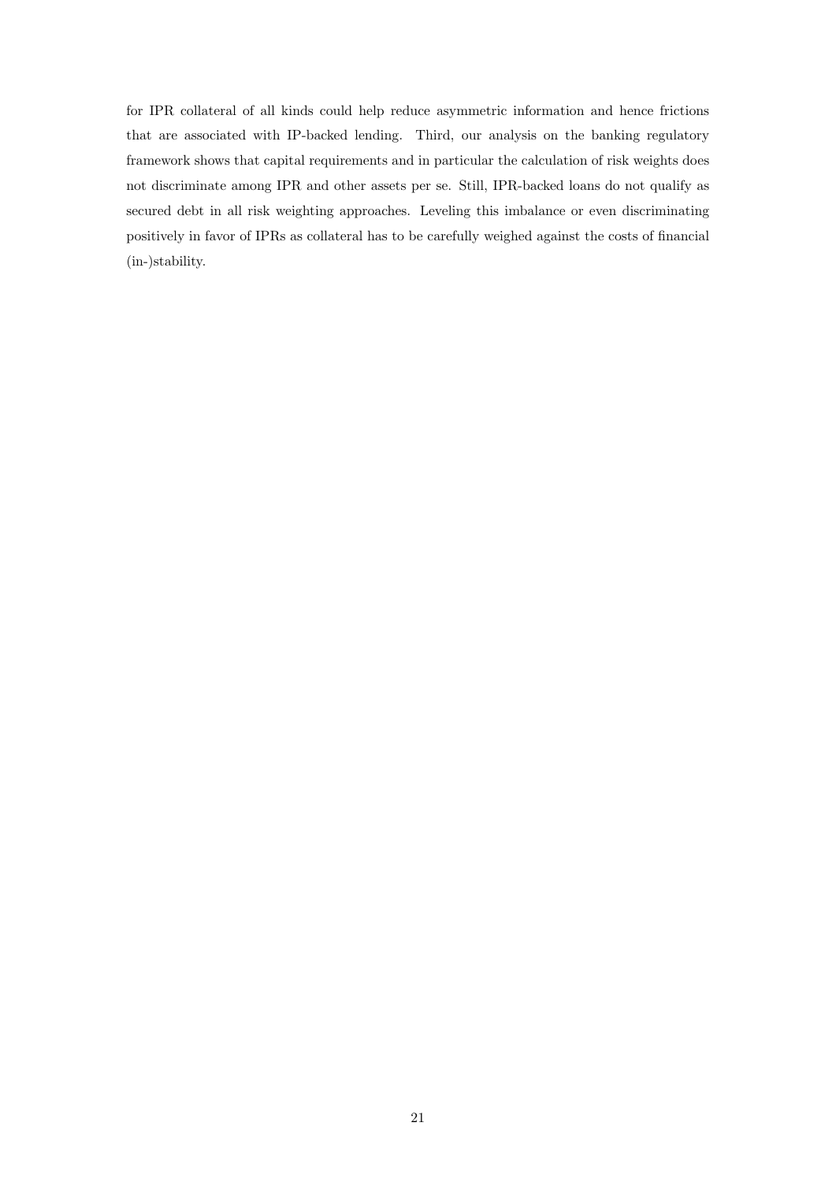for IPR collateral of all kinds could help reduce asymmetric information and hence frictions that are associated with IP-backed lending. Third, our analysis on the banking regulatory framework shows that capital requirements and in particular the calculation of risk weights does not discriminate among IPR and other assets per se. Still, IPR-backed loans do not qualify as secured debt in all risk weighting approaches. Leveling this imbalance or even discriminating positively in favor of IPRs as collateral has to be carefully weighed against the costs of financial (in-)stability.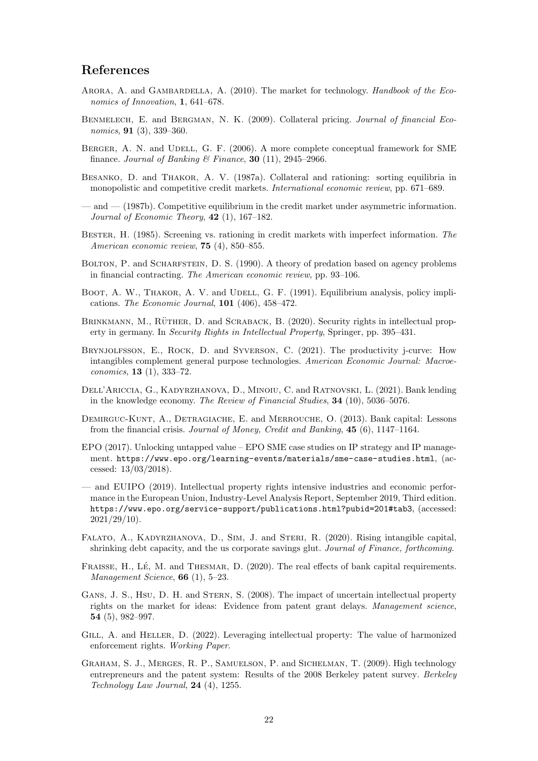## References

Arora, A. and Gambardella, A. (2010). The market for technology. *Handbook of the Economics of Innovation*, **1**, 641–678.

Benmelech, E. and Bergman, N. K. (2009). Collateral pricing. *Journal of financial Economics*, **91** (3), 339–360.

Berger, A. N. and Udell, G. F. (2006). A more complete conceptual framework for SME finance. *Journal of Banking & Finance*, **30** (11), 2945–2966.

Besanko, D. and Thakor, A. V. (1987a). Collateral and rationing: sorting equilibria in monopolistic and competitive credit markets. *International economic review*, pp. 671–689.

— and — (1987b). Competitive equilibrium in the credit market under asymmetric information. *Journal of Economic Theory*, **42** (1), 167–182.

Bester, H. (1985). Screening vs. rationing in credit markets with imperfect information. *The American economic review*, **75** (4), 850–855.

Bolton, P. and Scharfstein, D. S. (1990). A theory of predation based on agency problems in financial contracting. *The American economic review*, pp. 93–106.

Boot, A. W., Thakor, A. V. and Udell, G. F. (1991). Equilibrium analysis, policy implications. *The Economic Journal*, **101** (406), 458–472.

Brinkmann, M., Rüther, D. and Scraback, B. (2020). Security rights in intellectual property in germany. In *Security Rights in Intellectual Property*, Springer, pp. 395–431.

Brynjolfsson, E., Rock, D. and Syverson, C. (2021). The productivity j-curve: How intangibles complement general purpose technologies. *American Economic Journal: Macroeconomics*, **13** (1), 333–72.

Dell'Ariccia, G., Kadyrzhanova, D., Minoiu, C. and Ratnovski, L. (2021). Bank lending in the knowledge economy. *The Review of Financial Studies*, **34** (10), 5036–5076.

Demirguc-Kunt, A., Detragiache, E. and Merrouche, O. (2013). Bank capital: Lessons from the financial crisis. *Journal of Money, Credit and Banking*, **45** (6), 1147–1164.

EPO (2017). Unlocking untapped value – EPO SME case studies on IP strategy and IP management. https://www.epo.org/learning-events/materials/sme-case-studies.html, (accessed: 13/03/2018).

— and EUIPO (2019). Intellectual property rights intensive industries and economic performance in the European Union, Industry-Level Analysis Report, September 2019, Third edition. https://www.epo.org/service-support/publications.html?pubid=201#tab3, (accessed: 2021/29/10).

Falato, A., Kadyrzhanova, D., Sim, J. and Steri, R. (2020). Rising intangible capital, shrinking debt capacity, and the us corporate savings glut. *Journal of Finance, forthcoming*.

Fraisse, H., Lé, M. and Thesmar, D. (2020). The real effects of bank capital requirements. *Management Science*, **66** (1), 5–23.

Gans, J. S., Hsu, D. H. and Stern, S. (2008). The impact of uncertain intellectual property rights on the market for ideas: Evidence from patent grant delays. *Management science*, **54** (5), 982–997.

Gill, A. and Heller, D. (2022). Leveraging intellectual property: The value of harmonized enforcement rights. *Working Paper*.

Graham, S. J., Merges, R. P., Samuelson, P. and Sichelman, T. (2009). High technology entrepreneurs and the patent system: Results of the 2008 Berkeley patent survey. *Berkeley Technology Law Journal*, **24** (4), 1255.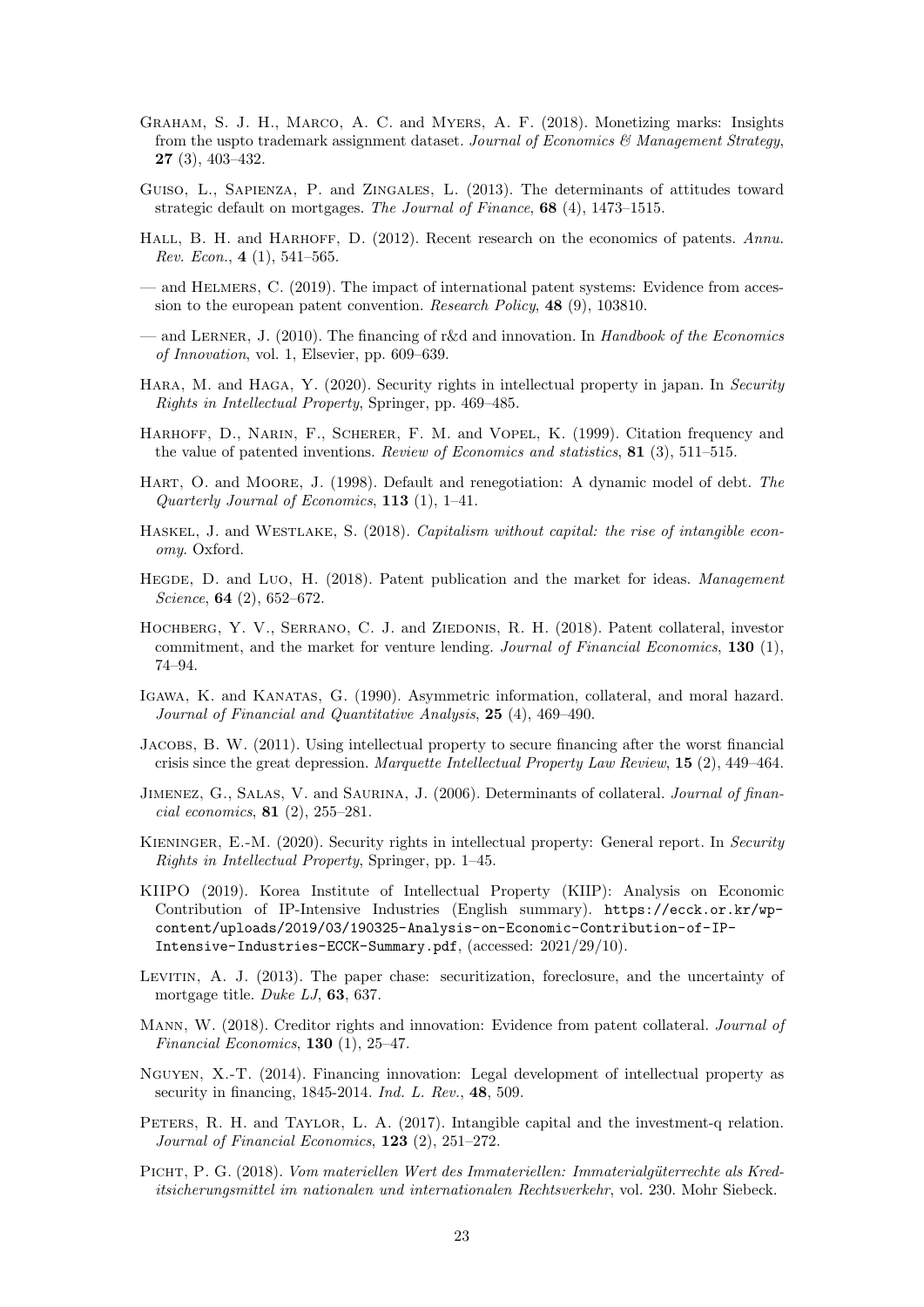Graham, S. J. H., Marco, A. C. and Myers, A. F. (2018). Monetizing marks: Insights from the uspto trademark assignment dataset. *Journal of Economics & Management Strategy*, **27** (3), 403–432.

Guiso, L., Sapienza, P. and Zingales, L. (2013). The determinants of attitudes toward strategic default on mortgages. *The Journal of Finance*, **68** (4), 1473–1515.

Hall, B. H. and Harhoff, D. (2012). Recent research on the economics of patents. *Annu. Rev. Econ.*, **4** (1), 541–565.

— and Helmers, C. (2019). The impact of international patent systems: Evidence from accession to the european patent convention. *Research Policy*, **48** (9), 103810.

— and Lerner, J. (2010). The financing of r&d and innovation. In *Handbook of the Economics of Innovation*, vol. 1, Elsevier, pp. 609–639.

Hara, M. and Haga, Y. (2020). Security rights in intellectual property in japan. In *Security Rights in Intellectual Property*, Springer, pp. 469–485.

Harhoff, D., Narin, F., Scherer, F. M. and Vopel, K. (1999). Citation frequency and the value of patented inventions. *Review of Economics and statistics*, **81** (3), 511–515.

Hart, O. and Moore, J. (1998). Default and renegotiation: A dynamic model of debt. *The Quarterly Journal of Economics*, **113** (1), 1–41.

Haskel, J. and Westlake, S. (2018). *Capitalism without capital: the rise of intangible economy*. Oxford.

Hegde, D. and Luo, H. (2018). Patent publication and the market for ideas. *Management Science*, **64** (2), 652–672.

Hochberg, Y. V., Serrano, C. J. and Ziedonis, R. H. (2018). Patent collateral, investor commitment, and the market for venture lending. *Journal of Financial Economics*, **130** (1), 74–94.

Igawa, K. and Kanatas, G. (1990). Asymmetric information, collateral, and moral hazard. *Journal of Financial and Quantitative Analysis*, **25** (4), 469–490.

Jacobs, B. W. (2011). Using intellectual property to secure financing after the worst financial crisis since the great depression. *Marquette Intellectual Property Law Review*, **15** (2), 449–464.

Jimenez, G., Salas, V. and Saurina, J. (2006). Determinants of collateral. *Journal of financial economics*, **81** (2), 255–281.

Kieninger, E.-M. (2020). Security rights in intellectual property: General report. In *Security Rights in Intellectual Property*, Springer, pp. 1–45.

KIIPO (2019). Korea Institute of Intellectual Property (KIIP): Analysis on Economic Contribution of IP-Intensive Industries (English summary). `https://ecck.or.kr/wp-content/uploads/2019/03/190325-Analysis-on-Economic-Contribution-of-IP-Intensive-Industries-ECCK-Summary.pdf`, (accessed: 2021/29/10).

Levitin, A. J. (2013). The paper chase: securitization, foreclosure, and the uncertainty of mortgage title. *Duke LJ*, **63**, 637.

Mann, W. (2018). Creditor rights and innovation: Evidence from patent collateral. *Journal of Financial Economics*, **130** (1), 25–47.

Nguyen, X.-T. (2014). Financing innovation: Legal development of intellectual property as security in financing, 1845-2014. *Ind. L. Rev.*, **48**, 509.

Peters, R. H. and Taylor, L. A. (2017). Intangible capital and the investment-q relation. *Journal of Financial Economics*, **123** (2), 251–272.

Picht, P. G. (2018). *Vom materiellen Wert des Immateriellen: Immaterialgüterrechte als Kreditsicherungsmittel im nationalen und internationalen Rechtsverkehr*, vol. 230. Mohr Siebeck.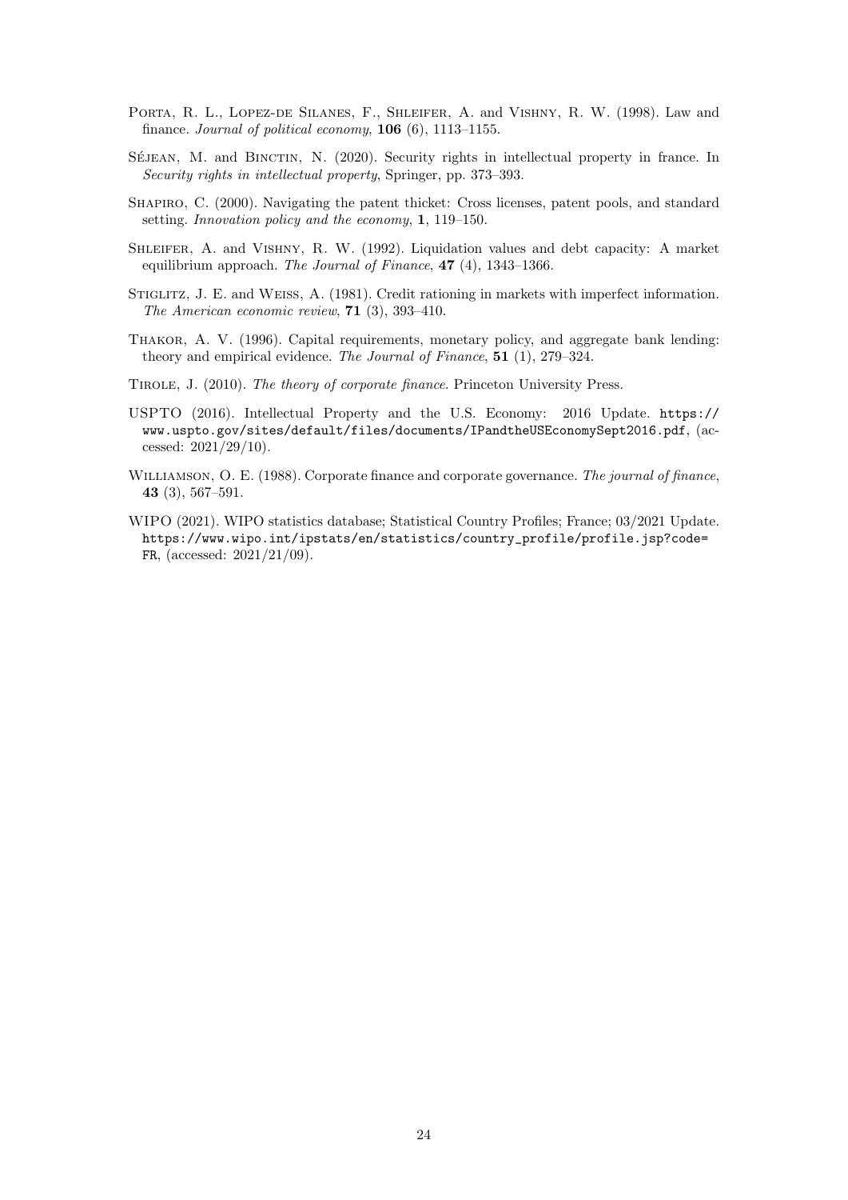Porta, R. L., Lopez-de Silanes, F., Shleifer, A. and Vishny, R. W. (1998). Law and finance. *Journal of political economy*, **106** (6), 1113–1155.

Séjean, M. and Binctin, N. (2020). Security rights in intellectual property in france. In *Security rights in intellectual property*, Springer, pp. 373–393.

Shapiro, C. (2000). Navigating the patent thicket: Cross licenses, patent pools, and standard setting. *Innovation policy and the economy*, **1**, 119–150.

Shleifer, A. and Vishny, R. W. (1992). Liquidation values and debt capacity: A market equilibrium approach. *The Journal of Finance*, **47** (4), 1343–1366.

Stiglitz, J. E. and Weiss, A. (1981). Credit rationing in markets with imperfect information. *The American economic review*, **71** (3), 393–410.

Thakor, A. V. (1996). Capital requirements, monetary policy, and aggregate bank lending: theory and empirical evidence. *The Journal of Finance*, **51** (1), 279–324.

Tirole, J. (2010). *The theory of corporate finance*. Princeton University Press.

USPTO (2016). Intellectual Property and the U.S. Economy: 2016 Update. `https://www.uspto.gov/sites/default/files/documents/IPandtheUSEconomySept2016.pdf`, (accessed: 2021/29/10).

Williamson, O. E. (1988). Corporate finance and corporate governance. *The journal of finance*, **43** (3), 567–591.

WIPO (2021). WIPO statistics database; Statistical Country Profiles; France; 03/2021 Update. `https://www.wipo.int/ipstats/en/statistics/country_profile/profile.jsp?code=FR`, (accessed: 2021/21/09).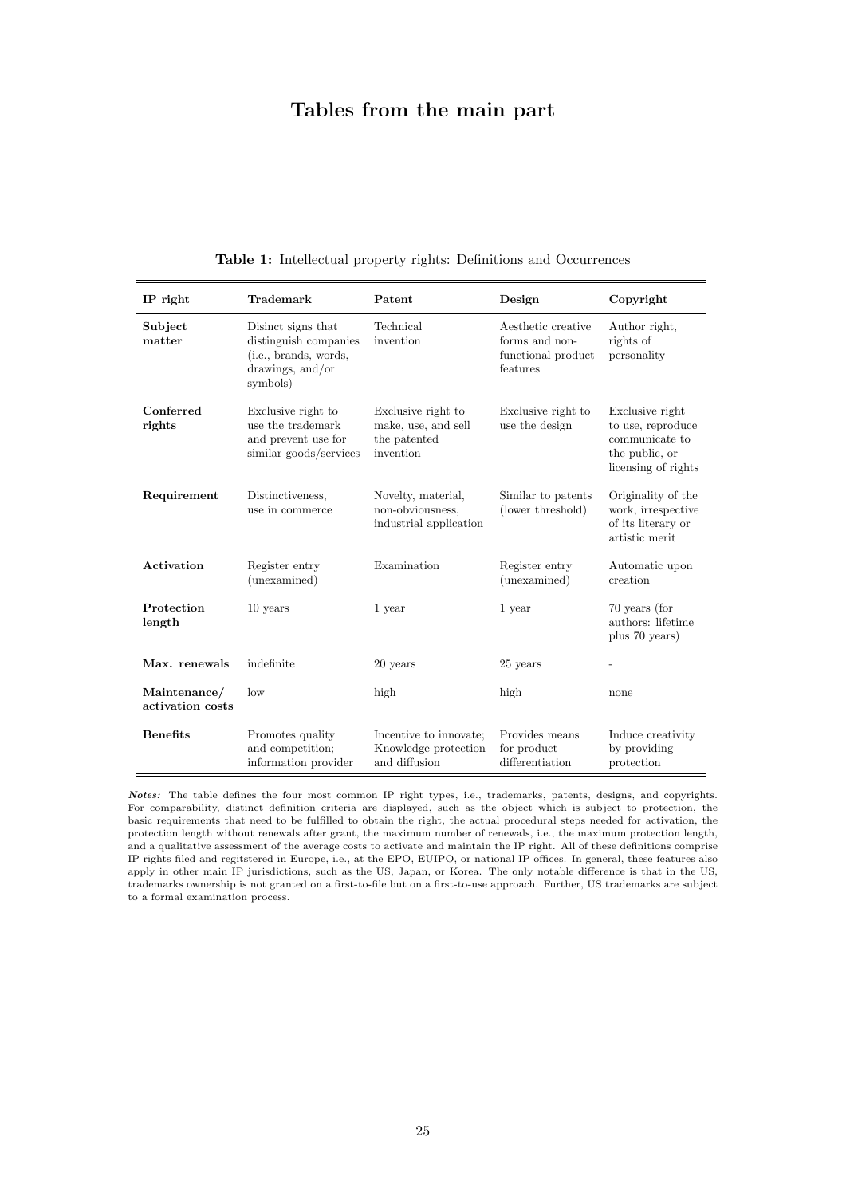# Tables from the main part

**Table 1:** Intellectual property rights: Definitions and Occurrences

| IP right | Trademark | Patent | Design | Copyright |
|---|---|---|---|---|
| **Subject matter** | Disinct signs that distinguish companies (i.e., brands, words, drawings, and/or symbols) | Technical invention | Aesthetic creative forms and non-functional product features | Author right, rights of personality |
| **Conferred rights** | Exclusive right to use the trademark and prevent use for similar goods/services | Exclusive right to make, use, and sell the patented invention | Exclusive right to use the design | Exclusive right to use, reproduce communicate to the public, or licensing of rights |
| **Requirement** | Distinctiveness, use in commerce | Novelty, material, non-obviousness, industrial application | Similar to patents (lower threshold) | Originality of the work, irrespective of its literary or artistic merit |
| **Activation** | Register entry (unexamined) | Examination | Register entry (unexamined) | Automatic upon creation |
| **Protection length** | 10 years | 1 year | 1 year | 70 years (for authors: lifetime plus 70 years) |
| **Max. renewals** | indefinite | 20 years | 25 years | - |
| **Maintenance/ activation costs** | low | high | high | none |
| **Benefits** | Promotes quality and competition; information provider | Incentive to innovate; Knowledge protection and diffusion | Provides means for product differentiation | Induce creativity by providing protection |

***Notes:*** The table defines the four most common IP right types, i.e., trademarks, patents, designs, and copyrights. For comparability, distinct definition criteria are displayed, such as the object which is subject to protection, the basic requirements that need to be fulfilled to obtain the right, the actual procedural steps needed for activation, the protection length without renewals after grant, the maximum number of renewals, i.e., the maximum protection length, and a qualitative assessment of the average costs to activate and maintain the IP right. All of these definitions comprise IP rights filed and regitstered in Europe, i.e., at the EPO, EUIPO, or national IP offices. In general, these features also apply in other main IP jurisdictions, such as the US, Japan, or Korea. The only notable difference is that in the US, trademarks ownership is not granted on a first-to-file but on a first-to-use approach. Further, US trademarks are subject to a formal examination process.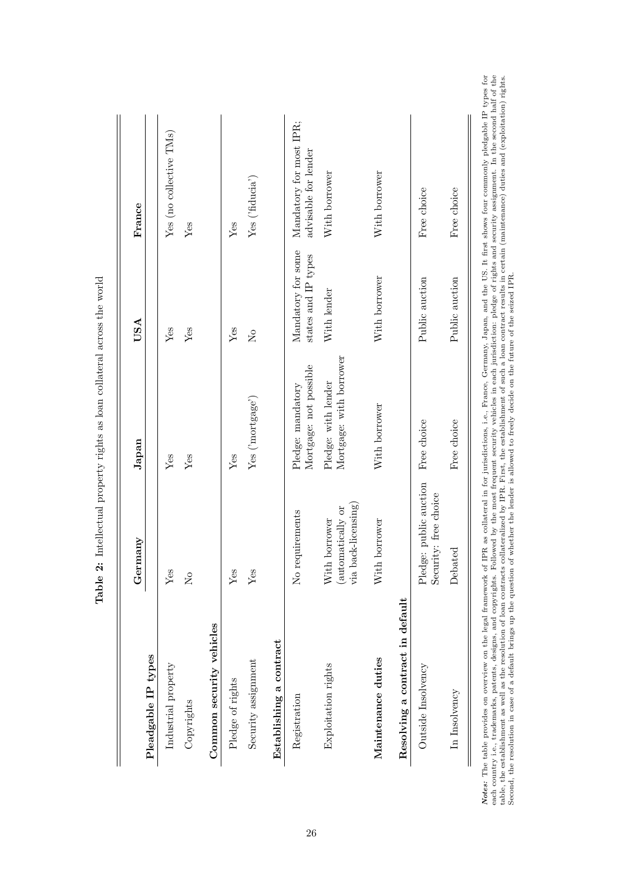**Table 2:** Intellectual property rights as loan collateral across the world

| | Germany | Japan | USA | France |
|---|---|---|---|---|
| **Pleadgable IP types** | | | | |
| Industrial property | Yes | Yes | Yes | Yes (no collective TMs) |
| Copyrights | No | Yes | Yes | Yes |
| **Common security vehicles** | | | | |
| Pledge of rights | Yes | Yes | Yes | Yes |
| Security assignment | Yes | Yes ('mortgage') | No | Yes ('fiducia') |
| **Establishing a contract** | | | | |
| Registration | No requirements | Pledge: mandatory Mortgage: not possible | Mandatory for some states and IP types | Mandatory for most IPR; advisable for lender |
| Exploitation rights | With borrower (automatically or via back-licensing) | Pledge: with lender Mortgage: with borrower | With lender | With borrower |
| **Maintenance duties** | With borrower | With borrower | With borrower | With borrower |
| **Resolving a contract in default** | | | | |
| Outside Insolvency | Pledge: public auction Security: free choice | Free choice | Public auction | Free choice |
| In Insolvency | Debated | Free choice | Public auction | Free choice |

***Notes***: The table provides on overview on the legal framework of IPR as collateral in for jurisdictions, i.e., France, Germany, Japan, and the US. It first shows four commonly pledgable IP types for each country i.e., trademarks, patents, designs, and copyrights. Followed by the most frequent security vehicles in each jurisdiction: pledge of rights and security assignment. In the second half of the table, the establishment as well as the resolution of loan contracts collateralized by IPR. First, the establishment of such a loan contract results in certain (maintenance) duties and (exploitation) rights. Second, the resolution in case of a default brings up the question of whether the lender is allowed to freely decide on the future of the seized IPR.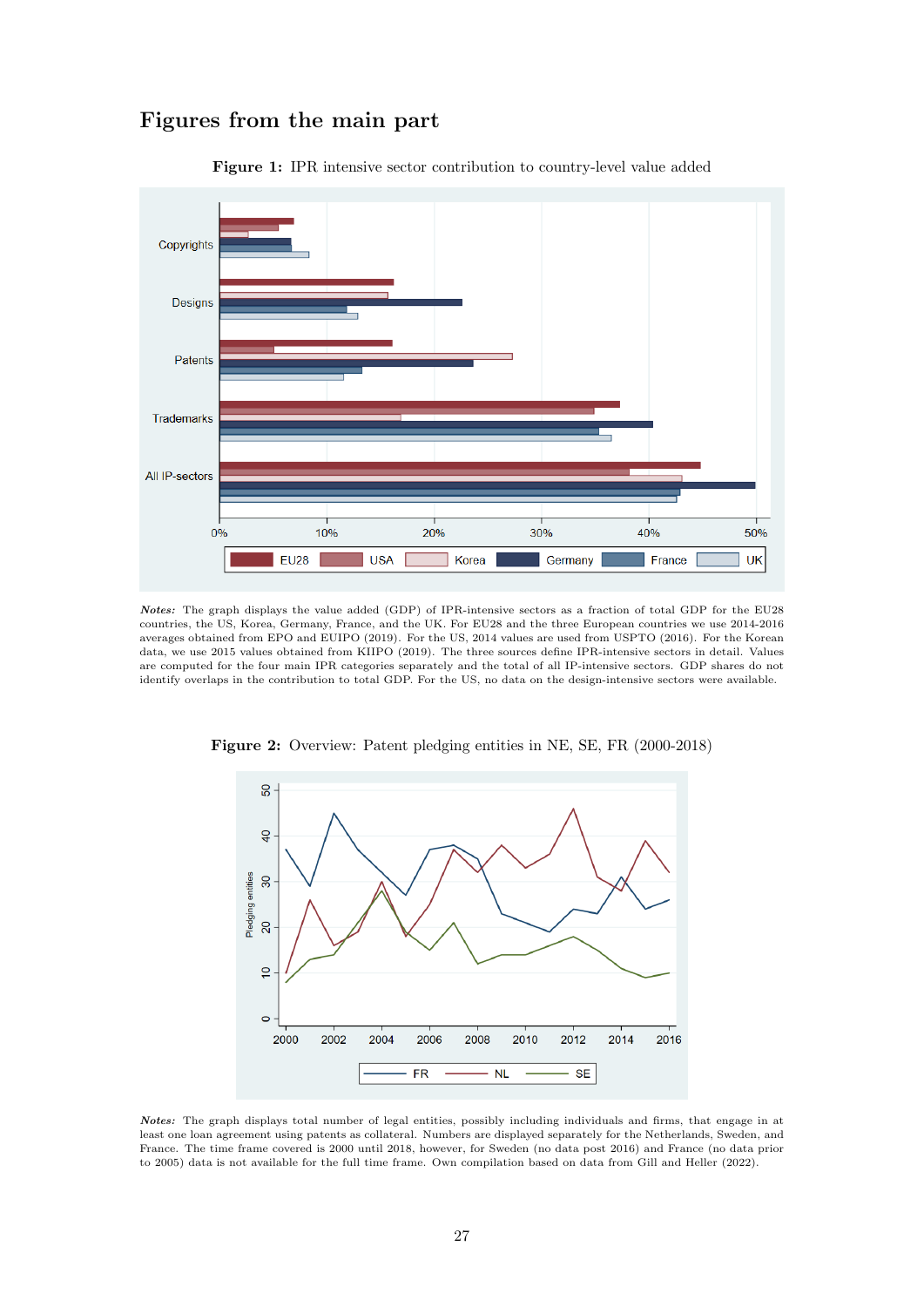# Figures from the main part

**Figure 1:** IPR intensive sector contribution to country-level value added

*Notes:* The graph displays the value added (GDP) of IPR-intensive sectors as a fraction of total GDP for the EU28 countries, the US, Korea, Germany, France, and the UK. For EU28 and the three European countries we use 2014-2016 averages obtained from EPO and EUIPO (2019). For the US, 2014 values are used from USPTO (2016). For the Korean data, we use 2015 values obtained from KIIPO (2019). The three sources define IPR-intensive sectors in detail. Values are computed for the four main IPR categories separately and the total of all IP-intensive sectors. GDP shares do not identify overlaps in the contribution to total GDP. For the US, no data on the design-intensive sectors were available.

**Figure 2:** Overview: Patent pledging entities in NE, SE, FR (2000-2018)

*Notes:* The graph displays total number of legal entities, possibly including individuals and firms, that engage in at least one loan agreement using patents as collateral. Numbers are displayed separately for the Netherlands, Sweden, and France. The time frame covered is 2000 until 2018, however, for Sweden (no data post 2016) and France (no data prior to 2005) data is not available for the full time frame. Own compilation based on data from Gill and Heller (2022).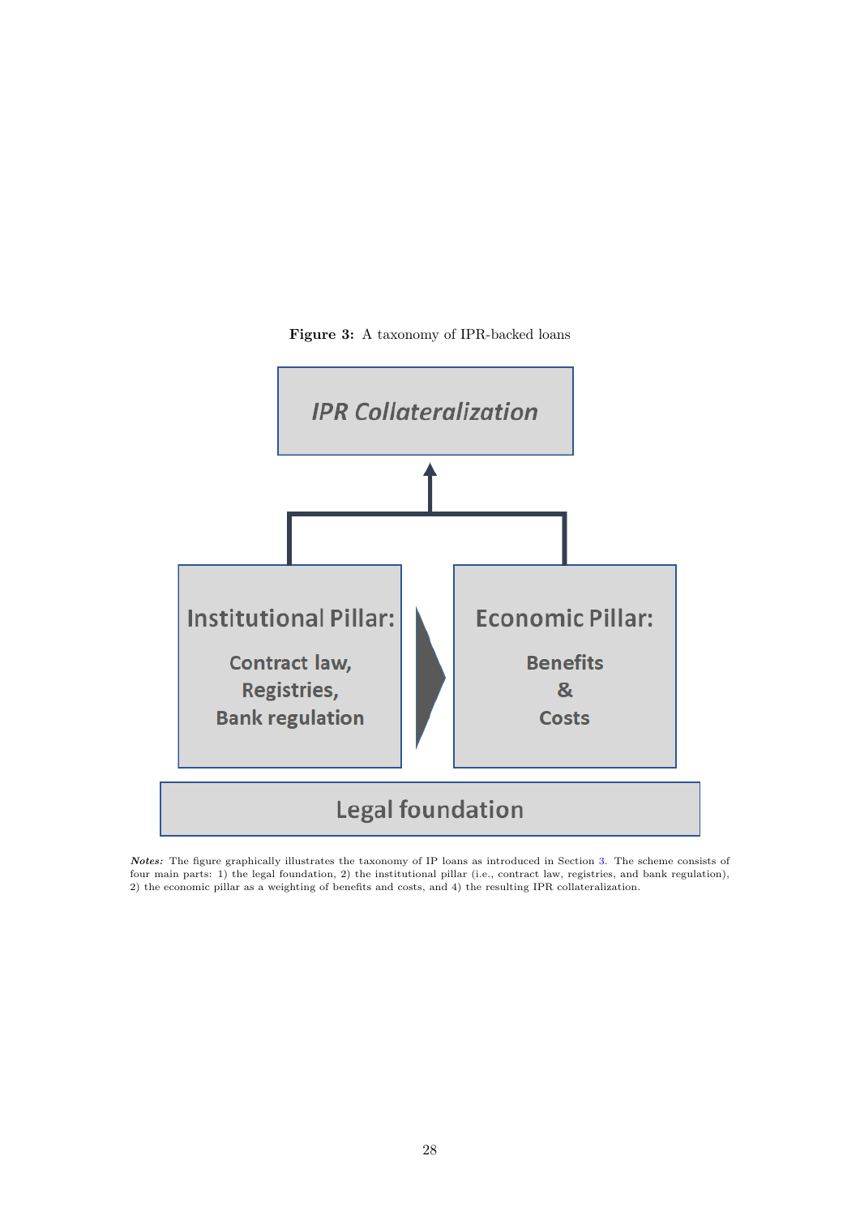**Figure 3:** A taxonomy of IPR-backed loans

*IPR Collateralization*

Institutional Pillar:

Contract law,
Registries,
Bank regulation

Economic Pillar:

Benefits
&
Costs

Legal foundation

***Notes:*** The figure graphically illustrates the taxonomy of IP loans as introduced in Section 3. The scheme consists of four main parts: 1) the legal foundation, 2) the institutional pillar (i.e., contract law, registries, and bank regulation), 2) the economic pillar as a weighting of benefits and costs, and 4) the resulting IPR collateralization.